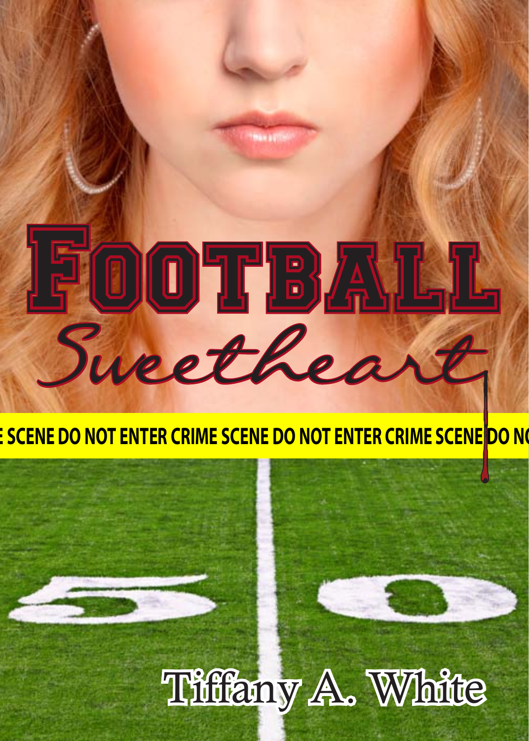# FOOTBALL

## Sweetheart

E SCENE DO NOT ENTER CRIME SCENE DO NOT ENTER CRIME SCENE DO NO

Tiffany A. White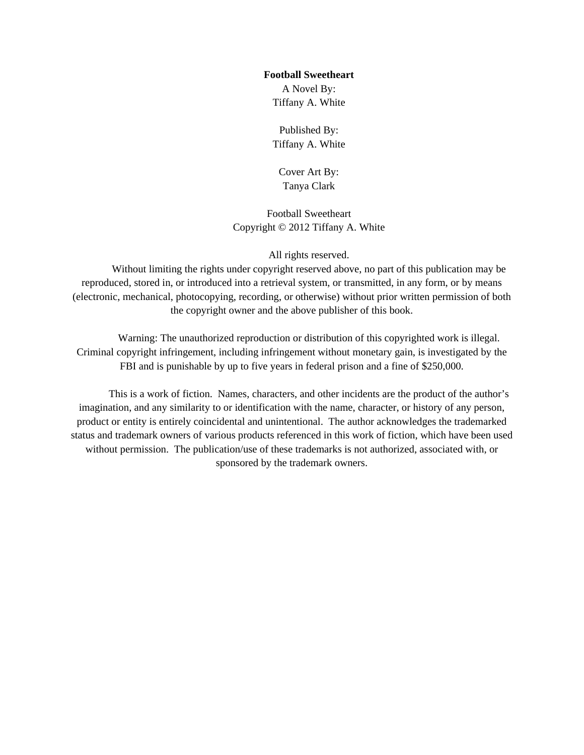**Football Sweetheart**

A Novel By:
Tiffany A. White

Published By:
Tiffany A. White

Cover Art By:
Tanya Clark

Football Sweetheart
Copyright © 2012 Tiffany A. White

All rights reserved.

Without limiting the rights under copyright reserved above, no part of this publication may be reproduced, stored in, or introduced into a retrieval system, or transmitted, in any form, or by means (electronic, mechanical, photocopying, recording, or otherwise) without prior written permission of both the copyright owner and the above publisher of this book.

Warning: The unauthorized reproduction or distribution of this copyrighted work is illegal. Criminal copyright infringement, including infringement without monetary gain, is investigated by the FBI and is punishable by up to five years in federal prison and a fine of $250,000.

This is a work of fiction. Names, characters, and other incidents are the product of the author's imagination, and any similarity to or identification with the name, character, or history of any person, product or entity is entirely coincidental and unintentional. The author acknowledges the trademarked status and trademark owners of various products referenced in this work of fiction, which have been used without permission. The publication/use of these trademarks is not authorized, associated with, or sponsored by the trademark owners.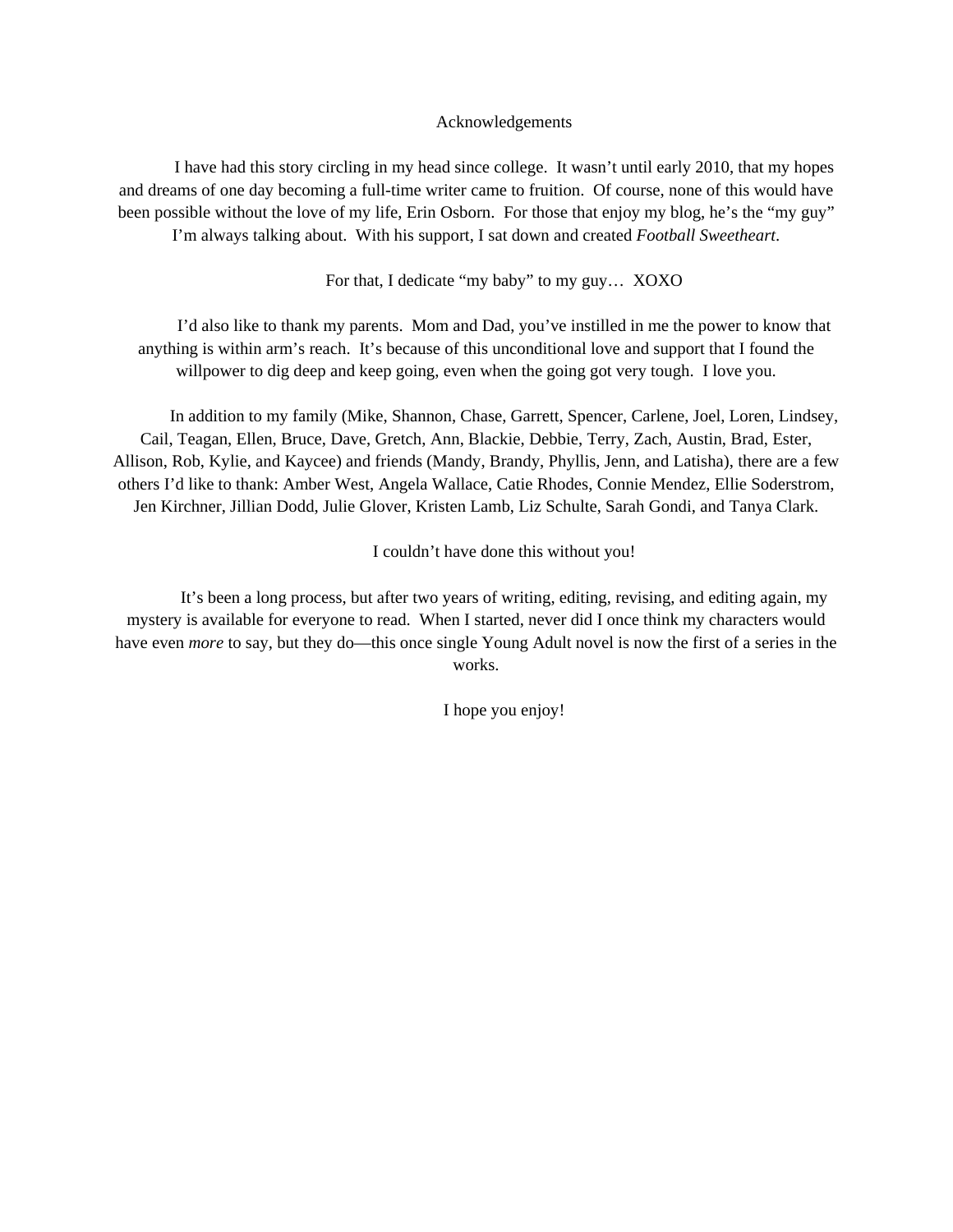# Acknowledgements

I have had this story circling in my head since college. It wasn't until early 2010, that my hopes and dreams of one day becoming a full-time writer came to fruition. Of course, none of this would have been possible without the love of my life, Erin Osborn. For those that enjoy my blog, he's the "my guy" I'm always talking about. With his support, I sat down and created *Football Sweetheart*.

For that, I dedicate "my baby" to my guy… XOXO

I'd also like to thank my parents. Mom and Dad, you've instilled in me the power to know that anything is within arm's reach. It's because of this unconditional love and support that I found the willpower to dig deep and keep going, even when the going got very tough. I love you.

In addition to my family (Mike, Shannon, Chase, Garrett, Spencer, Carlene, Joel, Loren, Lindsey, Cail, Teagan, Ellen, Bruce, Dave, Gretch, Ann, Blackie, Debbie, Terry, Zach, Austin, Brad, Ester, Allison, Rob, Kylie, and Kaycee) and friends (Mandy, Brandy, Phyllis, Jenn, and Latisha), there are a few others I'd like to thank: Amber West, Angela Wallace, Catie Rhodes, Connie Mendez, Ellie Soderstrom, Jen Kirchner, Jillian Dodd, Julie Glover, Kristen Lamb, Liz Schulte, Sarah Gondi, and Tanya Clark.

I couldn't have done this without you!

It's been a long process, but after two years of writing, editing, revising, and editing again, my mystery is available for everyone to read. When I started, never did I once think my characters would have even *more* to say, but they do—this once single Young Adult novel is now the first of a series in the works.

I hope you enjoy!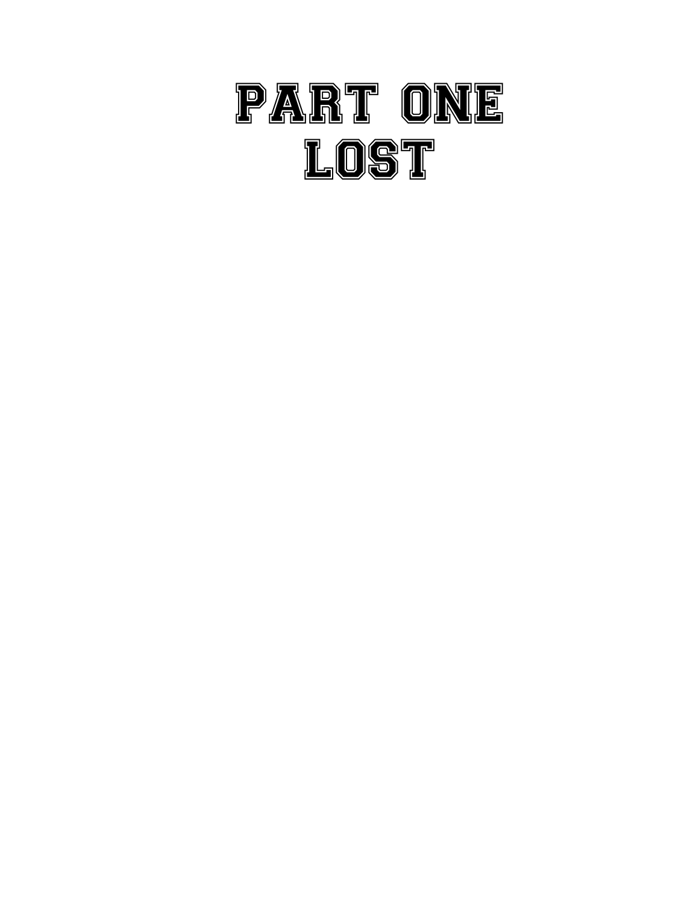# PART ONE
# LOST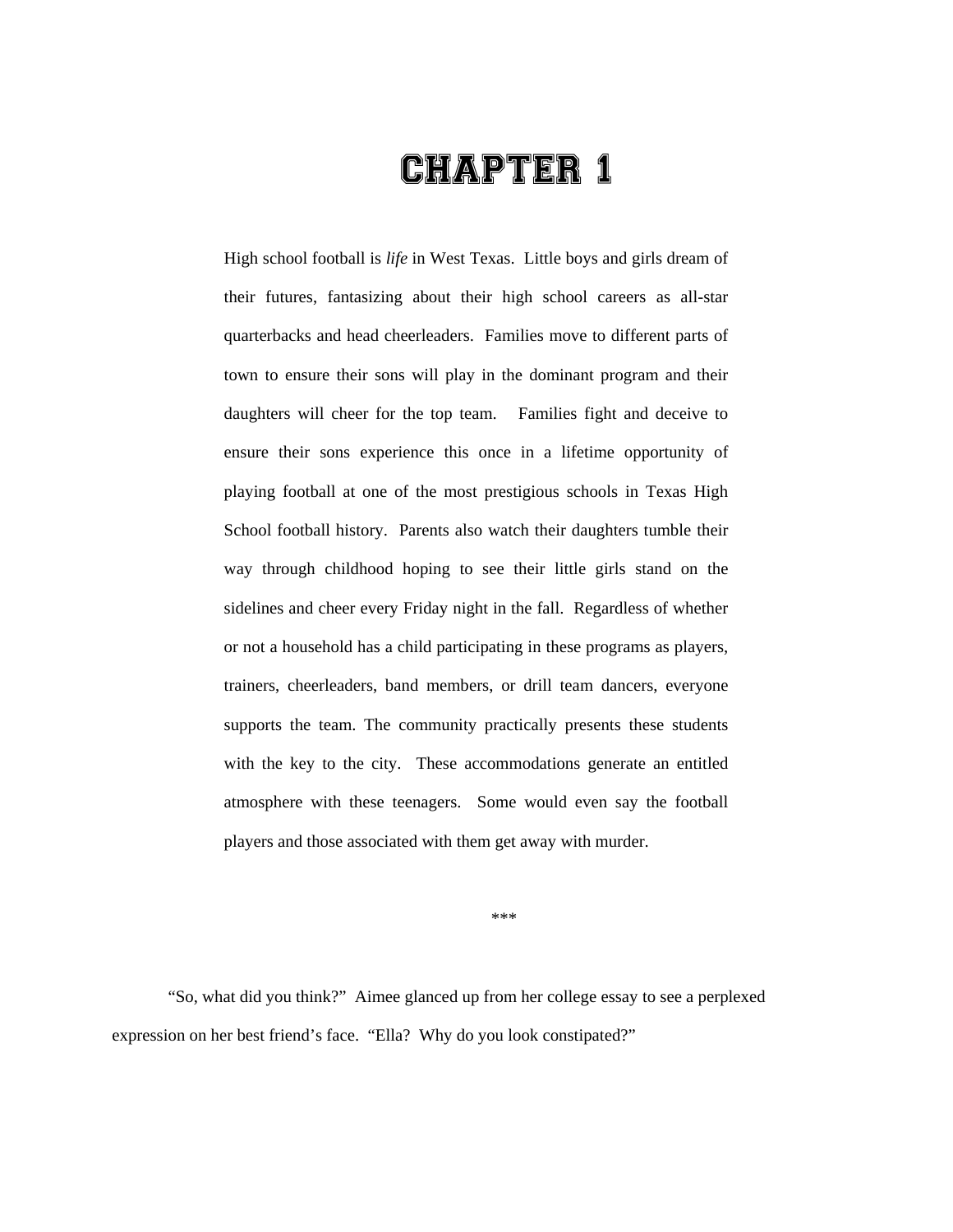# CHAPTER 1

High school football is *life* in West Texas. Little boys and girls dream of their futures, fantasizing about their high school careers as all-star quarterbacks and head cheerleaders. Families move to different parts of town to ensure their sons will play in the dominant program and their daughters will cheer for the top team. Families fight and deceive to ensure their sons experience this once in a lifetime opportunity of playing football at one of the most prestigious schools in Texas High School football history. Parents also watch their daughters tumble their way through childhood hoping to see their little girls stand on the sidelines and cheer every Friday night in the fall. Regardless of whether or not a household has a child participating in these programs as players, trainers, cheerleaders, band members, or drill team dancers, everyone supports the team. The community practically presents these students with the key to the city. These accommodations generate an entitled atmosphere with these teenagers. Some would even say the football players and those associated with them get away with murder.

***

"So, what did you think?" Aimee glanced up from her college essay to see a perplexed expression on her best friend's face. "Ella? Why do you look constipated?"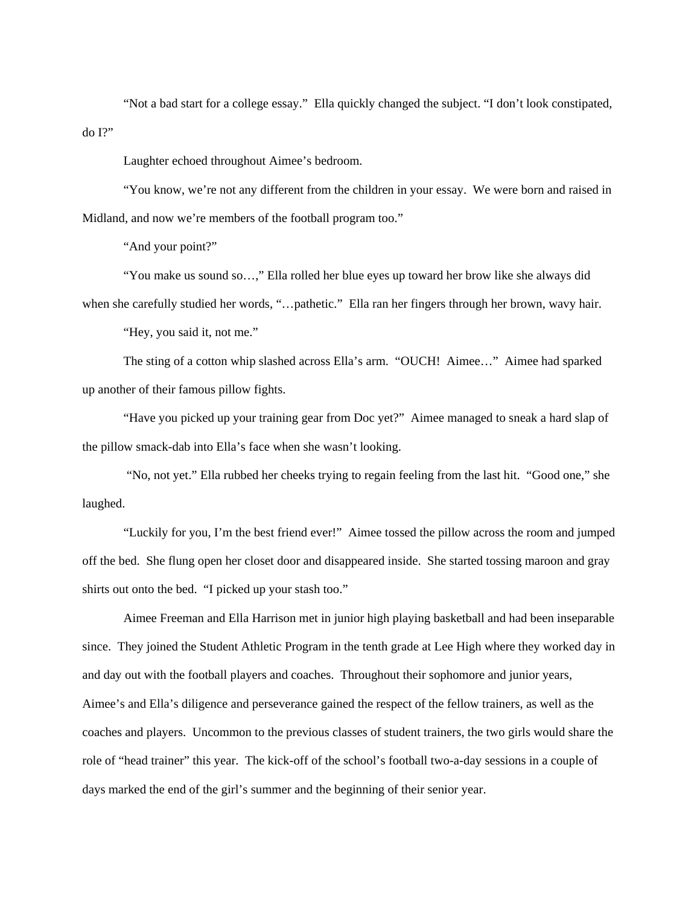"Not a bad start for a college essay." Ella quickly changed the subject. "I don't look constipated, do I?"

Laughter echoed throughout Aimee's bedroom.

"You know, we're not any different from the children in your essay. We were born and raised in Midland, and now we're members of the football program too."

"And your point?"

"You make us sound so…," Ella rolled her blue eyes up toward her brow like she always did when she carefully studied her words, "…pathetic." Ella ran her fingers through her brown, wavy hair.

"Hey, you said it, not me."

The sting of a cotton whip slashed across Ella's arm. "OUCH! Aimee…" Aimee had sparked up another of their famous pillow fights.

"Have you picked up your training gear from Doc yet?" Aimee managed to sneak a hard slap of the pillow smack-dab into Ella's face when she wasn't looking.

"No, not yet." Ella rubbed her cheeks trying to regain feeling from the last hit. "Good one," she laughed.

"Luckily for you, I'm the best friend ever!" Aimee tossed the pillow across the room and jumped off the bed. She flung open her closet door and disappeared inside. She started tossing maroon and gray shirts out onto the bed. "I picked up your stash too."

Aimee Freeman and Ella Harrison met in junior high playing basketball and had been inseparable since. They joined the Student Athletic Program in the tenth grade at Lee High where they worked day in and day out with the football players and coaches. Throughout their sophomore and junior years, Aimee's and Ella's diligence and perseverance gained the respect of the fellow trainers, as well as the coaches and players. Uncommon to the previous classes of student trainers, the two girls would share the role of "head trainer" this year. The kick-off of the school's football two-a-day sessions in a couple of days marked the end of the girl's summer and the beginning of their senior year.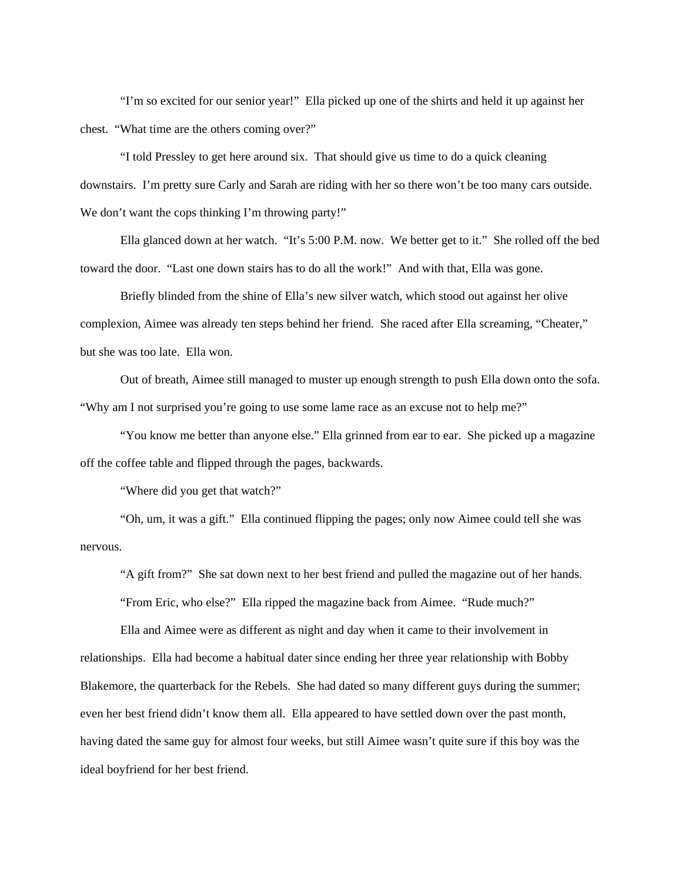"I'm so excited for our senior year!" Ella picked up one of the shirts and held it up against her chest. "What time are the others coming over?"

"I told Pressley to get here around six. That should give us time to do a quick cleaning downstairs. I'm pretty sure Carly and Sarah are riding with her so there won't be too many cars outside. We don't want the cops thinking I'm throwing party!"

Ella glanced down at her watch. "It's 5:00 P.M. now. We better get to it." She rolled off the bed toward the door. "Last one down stairs has to do all the work!" And with that, Ella was gone.

Briefly blinded from the shine of Ella's new silver watch, which stood out against her olive complexion, Aimee was already ten steps behind her friend. She raced after Ella screaming, "Cheater," but she was too late. Ella won.

Out of breath, Aimee still managed to muster up enough strength to push Ella down onto the sofa. "Why am I not surprised you're going to use some lame race as an excuse not to help me?"

"You know me better than anyone else." Ella grinned from ear to ear. She picked up a magazine off the coffee table and flipped through the pages, backwards.

"Where did you get that watch?"

"Oh, um, it was a gift." Ella continued flipping the pages; only now Aimee could tell she was nervous.

"A gift from?" She sat down next to her best friend and pulled the magazine out of her hands.

"From Eric, who else?" Ella ripped the magazine back from Aimee. "Rude much?"

Ella and Aimee were as different as night and day when it came to their involvement in relationships. Ella had become a habitual dater since ending her three year relationship with Bobby Blakemore, the quarterback for the Rebels. She had dated so many different guys during the summer; even her best friend didn't know them all. Ella appeared to have settled down over the past month, having dated the same guy for almost four weeks, but still Aimee wasn't quite sure if this boy was the ideal boyfriend for her best friend.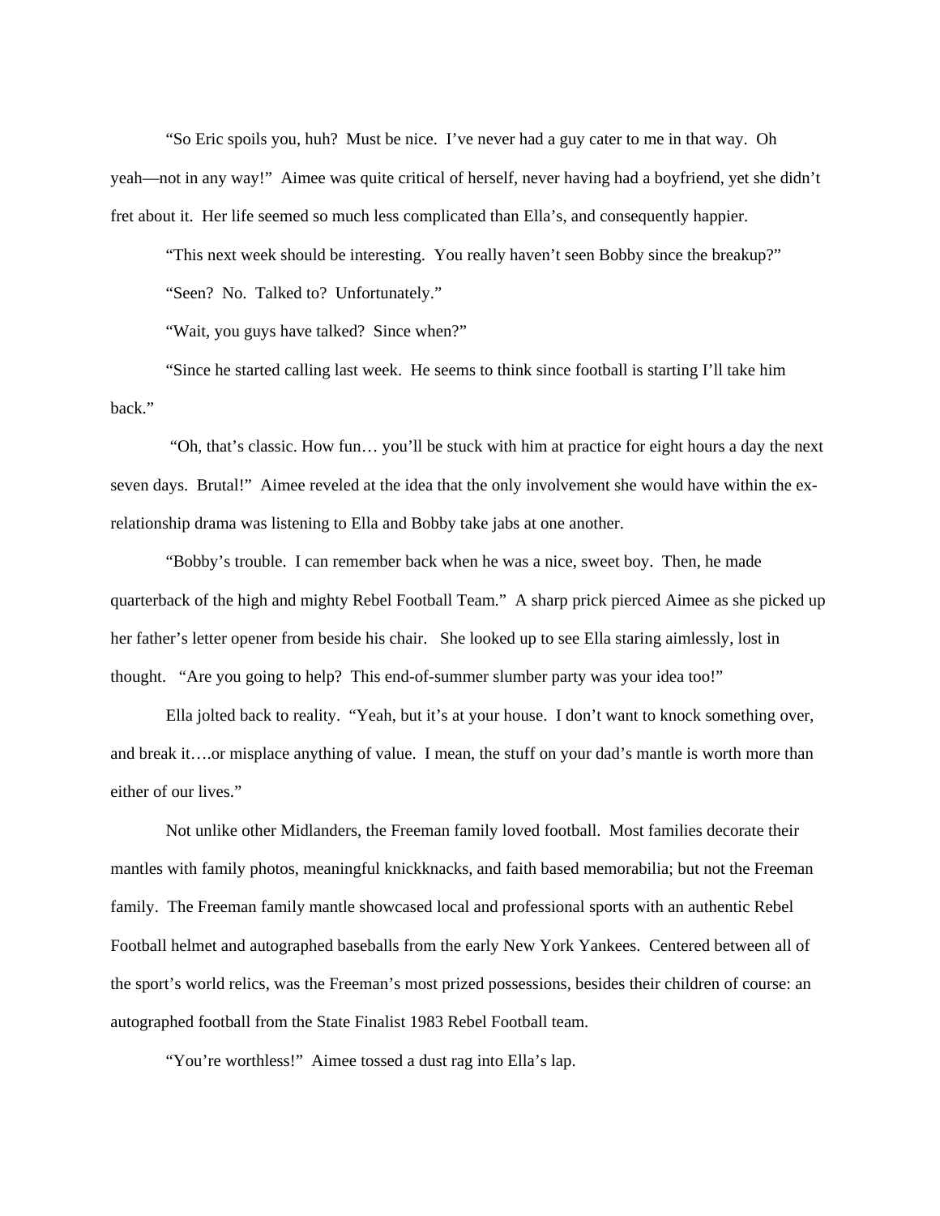"So Eric spoils you, huh? Must be nice. I've never had a guy cater to me in that way. Oh yeah—not in any way!" Aimee was quite critical of herself, never having had a boyfriend, yet she didn't fret about it. Her life seemed so much less complicated than Ella's, and consequently happier.

"This next week should be interesting. You really haven't seen Bobby since the breakup?"

"Seen? No. Talked to? Unfortunately."

"Wait, you guys have talked? Since when?"

"Since he started calling last week. He seems to think since football is starting I'll take him back."

"Oh, that's classic. How fun… you'll be stuck with him at practice for eight hours a day the next seven days. Brutal!" Aimee reveled at the idea that the only involvement she would have within the ex-relationship drama was listening to Ella and Bobby take jabs at one another.

"Bobby's trouble. I can remember back when he was a nice, sweet boy. Then, he made quarterback of the high and mighty Rebel Football Team." A sharp prick pierced Aimee as she picked up her father's letter opener from beside his chair. She looked up to see Ella staring aimlessly, lost in thought. "Are you going to help? This end-of-summer slumber party was your idea too!"

Ella jolted back to reality. "Yeah, but it's at your house. I don't want to knock something over, and break it….or misplace anything of value. I mean, the stuff on your dad's mantle is worth more than either of our lives."

Not unlike other Midlanders, the Freeman family loved football. Most families decorate their mantles with family photos, meaningful knickknacks, and faith based memorabilia; but not the Freeman family. The Freeman family mantle showcased local and professional sports with an authentic Rebel Football helmet and autographed baseballs from the early New York Yankees. Centered between all of the sport's world relics, was the Freeman's most prized possessions, besides their children of course: an autographed football from the State Finalist 1983 Rebel Football team.

"You're worthless!" Aimee tossed a dust rag into Ella's lap.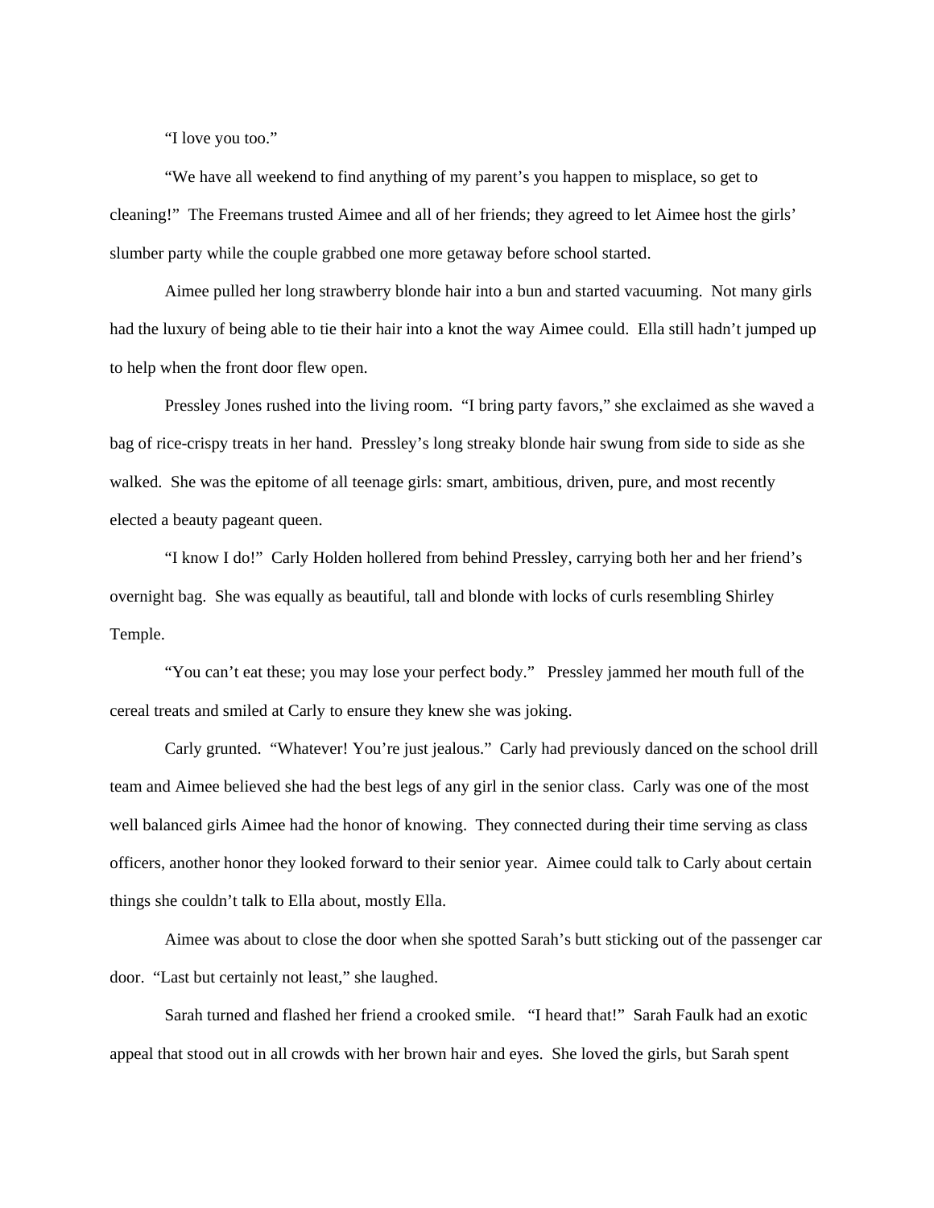"I love you too."

"We have all weekend to find anything of my parent's you happen to misplace, so get to cleaning!" The Freemans trusted Aimee and all of her friends; they agreed to let Aimee host the girls' slumber party while the couple grabbed one more getaway before school started.

Aimee pulled her long strawberry blonde hair into a bun and started vacuuming. Not many girls had the luxury of being able to tie their hair into a knot the way Aimee could. Ella still hadn't jumped up to help when the front door flew open.

Pressley Jones rushed into the living room. "I bring party favors," she exclaimed as she waved a bag of rice-crispy treats in her hand. Pressley's long streaky blonde hair swung from side to side as she walked. She was the epitome of all teenage girls: smart, ambitious, driven, pure, and most recently elected a beauty pageant queen.

"I know I do!" Carly Holden hollered from behind Pressley, carrying both her and her friend's overnight bag. She was equally as beautiful, tall and blonde with locks of curls resembling Shirley Temple.

"You can't eat these; you may lose your perfect body." Pressley jammed her mouth full of the cereal treats and smiled at Carly to ensure they knew she was joking.

Carly grunted. "Whatever! You're just jealous." Carly had previously danced on the school drill team and Aimee believed she had the best legs of any girl in the senior class. Carly was one of the most well balanced girls Aimee had the honor of knowing. They connected during their time serving as class officers, another honor they looked forward to their senior year. Aimee could talk to Carly about certain things she couldn't talk to Ella about, mostly Ella.

Aimee was about to close the door when she spotted Sarah's butt sticking out of the passenger car door. "Last but certainly not least," she laughed.

Sarah turned and flashed her friend a crooked smile. "I heard that!" Sarah Faulk had an exotic appeal that stood out in all crowds with her brown hair and eyes. She loved the girls, but Sarah spent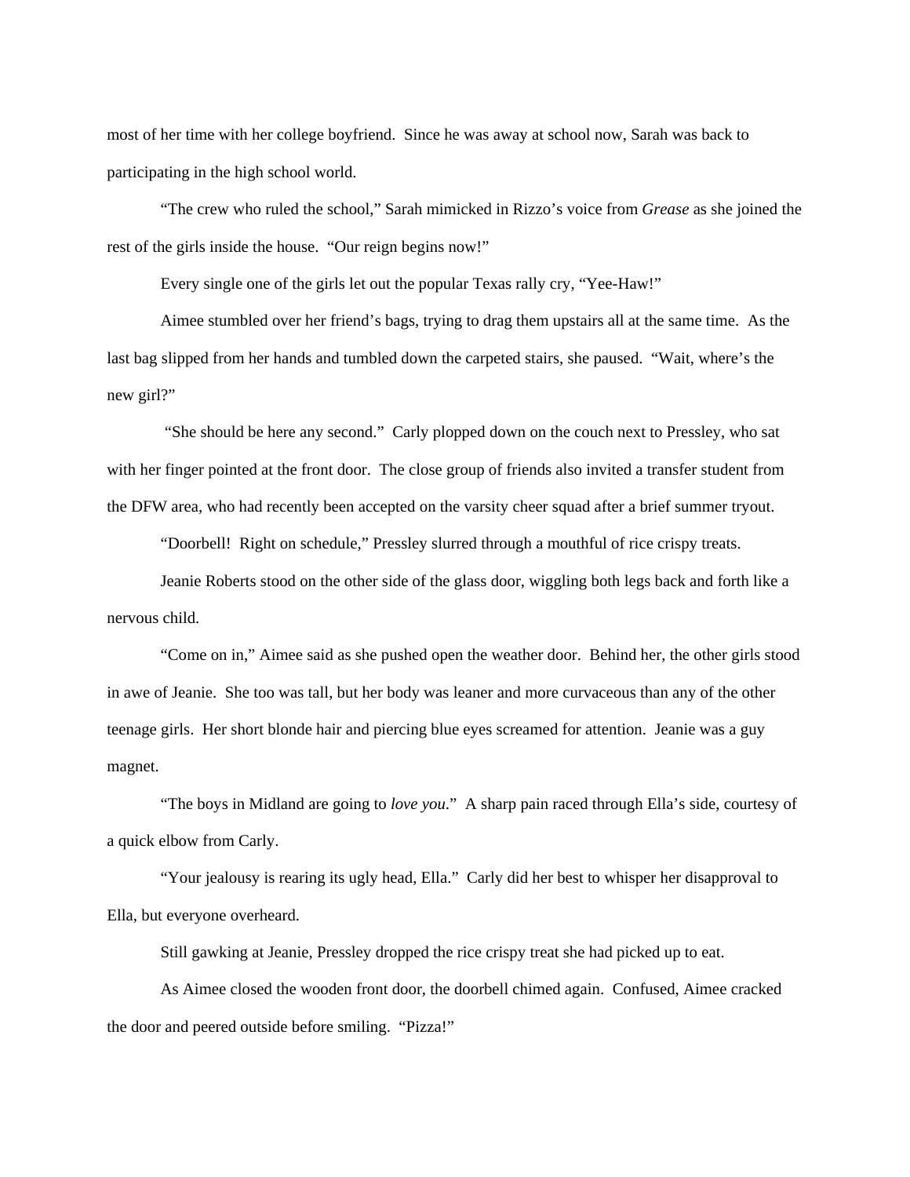most of her time with her college boyfriend. Since he was away at school now, Sarah was back to participating in the high school world.

"The crew who ruled the school," Sarah mimicked in Rizzo's voice from *Grease* as she joined the rest of the girls inside the house. "Our reign begins now!"

Every single one of the girls let out the popular Texas rally cry, "Yee-Haw!"

Aimee stumbled over her friend's bags, trying to drag them upstairs all at the same time. As the last bag slipped from her hands and tumbled down the carpeted stairs, she paused. "Wait, where's the new girl?"

"She should be here any second." Carly plopped down on the couch next to Pressley, who sat with her finger pointed at the front door. The close group of friends also invited a transfer student from the DFW area, who had recently been accepted on the varsity cheer squad after a brief summer tryout.

"Doorbell! Right on schedule," Pressley slurred through a mouthful of rice crispy treats.

Jeanie Roberts stood on the other side of the glass door, wiggling both legs back and forth like a nervous child.

"Come on in," Aimee said as she pushed open the weather door. Behind her, the other girls stood in awe of Jeanie. She too was tall, but her body was leaner and more curvaceous than any of the other teenage girls. Her short blonde hair and piercing blue eyes screamed for attention. Jeanie was a guy magnet.

"The boys in Midland are going to *love you*." A sharp pain raced through Ella's side, courtesy of a quick elbow from Carly.

"Your jealousy is rearing its ugly head, Ella." Carly did her best to whisper her disapproval to Ella, but everyone overheard.

Still gawking at Jeanie, Pressley dropped the rice crispy treat she had picked up to eat.

As Aimee closed the wooden front door, the doorbell chimed again. Confused, Aimee cracked the door and peered outside before smiling. "Pizza!"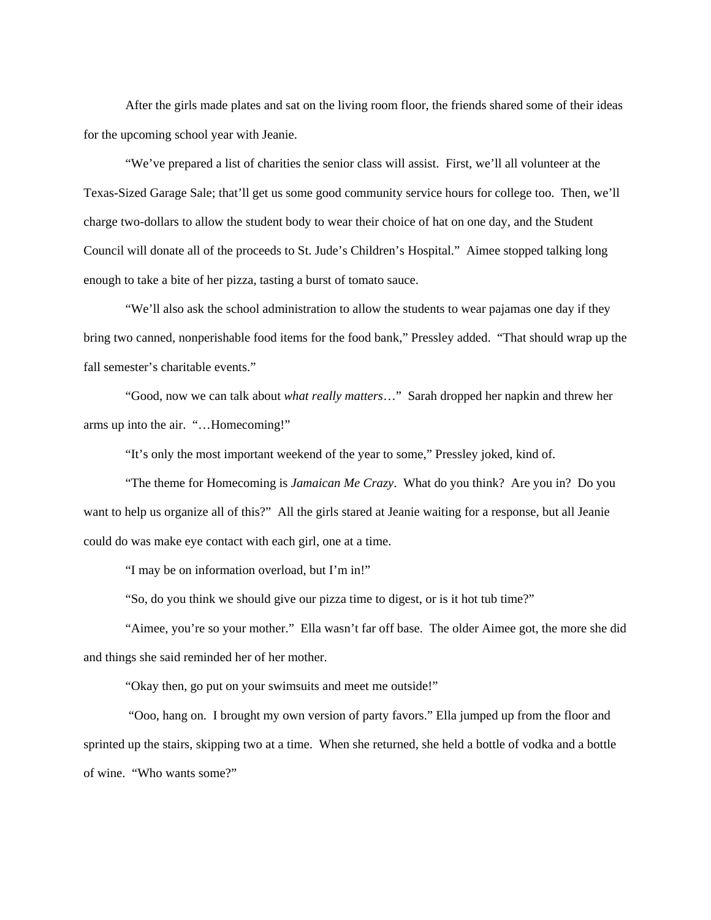After the girls made plates and sat on the living room floor, the friends shared some of their ideas for the upcoming school year with Jeanie.

"We've prepared a list of charities the senior class will assist. First, we'll all volunteer at the Texas-Sized Garage Sale; that'll get us some good community service hours for college too. Then, we'll charge two-dollars to allow the student body to wear their choice of hat on one day, and the Student Council will donate all of the proceeds to St. Jude's Children's Hospital." Aimee stopped talking long enough to take a bite of her pizza, tasting a burst of tomato sauce.

"We'll also ask the school administration to allow the students to wear pajamas one day if they bring two canned, nonperishable food items for the food bank," Pressley added. "That should wrap up the fall semester's charitable events."

"Good, now we can talk about *what really matters*…" Sarah dropped her napkin and threw her arms up into the air. "…Homecoming!"

"It's only the most important weekend of the year to some," Pressley joked, kind of.

"The theme for Homecoming is *Jamaican Me Crazy*. What do you think? Are you in? Do you want to help us organize all of this?" All the girls stared at Jeanie waiting for a response, but all Jeanie could do was make eye contact with each girl, one at a time.

"I may be on information overload, but I'm in!"

"So, do you think we should give our pizza time to digest, or is it hot tub time?"

"Aimee, you're so your mother." Ella wasn't far off base. The older Aimee got, the more she did and things she said reminded her of her mother.

"Okay then, go put on your swimsuits and meet me outside!"

"Ooo, hang on. I brought my own version of party favors." Ella jumped up from the floor and sprinted up the stairs, skipping two at a time. When she returned, she held a bottle of vodka and a bottle of wine. "Who wants some?"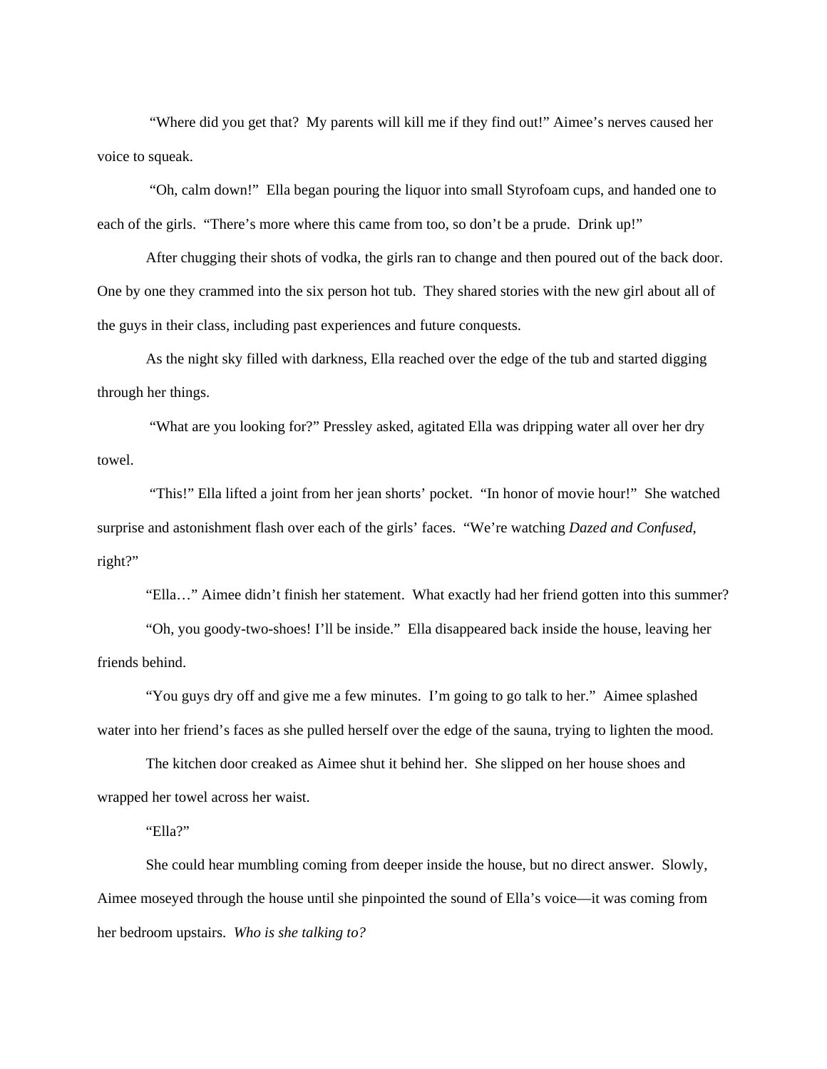"Where did you get that? My parents will kill me if they find out!" Aimee's nerves caused her voice to squeak.

"Oh, calm down!" Ella began pouring the liquor into small Styrofoam cups, and handed one to each of the girls. "There's more where this came from too, so don't be a prude. Drink up!"

After chugging their shots of vodka, the girls ran to change and then poured out of the back door. One by one they crammed into the six person hot tub. They shared stories with the new girl about all of the guys in their class, including past experiences and future conquests.

As the night sky filled with darkness, Ella reached over the edge of the tub and started digging through her things.

"What are you looking for?" Pressley asked, agitated Ella was dripping water all over her dry towel.

"This!" Ella lifted a joint from her jean shorts' pocket. "In honor of movie hour!" She watched surprise and astonishment flash over each of the girls' faces. "We're watching *Dazed and Confused*, right?"

"Ella…" Aimee didn't finish her statement. What exactly had her friend gotten into this summer?

"Oh, you goody-two-shoes! I'll be inside." Ella disappeared back inside the house, leaving her friends behind.

"You guys dry off and give me a few minutes. I'm going to go talk to her." Aimee splashed water into her friend's faces as she pulled herself over the edge of the sauna, trying to lighten the mood.

The kitchen door creaked as Aimee shut it behind her. She slipped on her house shoes and wrapped her towel across her waist.

"Ella?"

She could hear mumbling coming from deeper inside the house, but no direct answer. Slowly, Aimee moseyed through the house until she pinpointed the sound of Ella's voice—it was coming from her bedroom upstairs. *Who is she talking to?*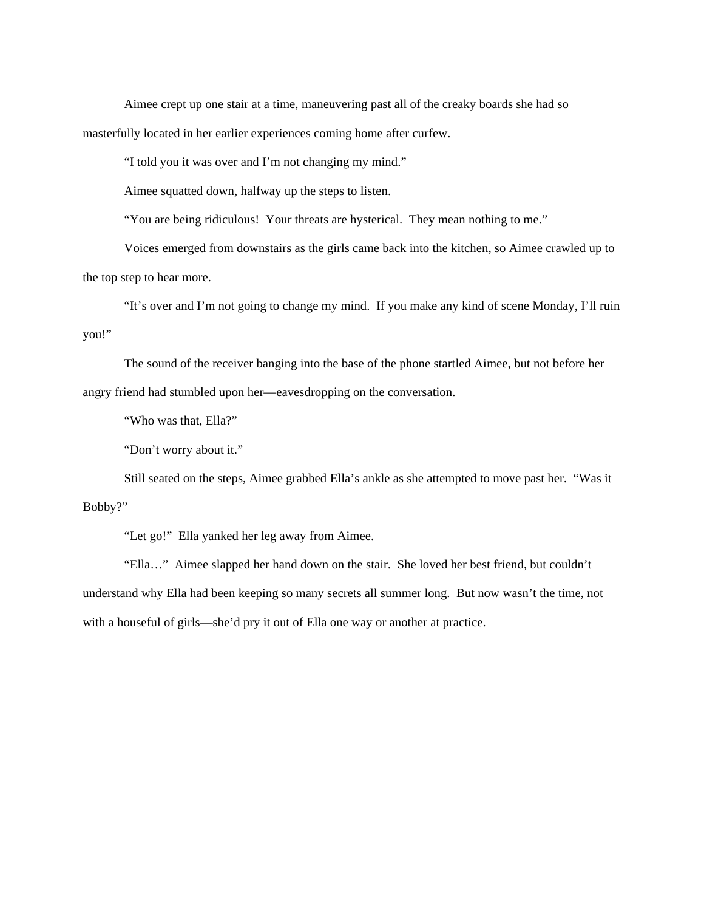Aimee crept up one stair at a time, maneuvering past all of the creaky boards she had so masterfully located in her earlier experiences coming home after curfew.

"I told you it was over and I'm not changing my mind."

Aimee squatted down, halfway up the steps to listen.

"You are being ridiculous! Your threats are hysterical. They mean nothing to me."

Voices emerged from downstairs as the girls came back into the kitchen, so Aimee crawled up to the top step to hear more.

"It's over and I'm not going to change my mind. If you make any kind of scene Monday, I'll ruin you!"

The sound of the receiver banging into the base of the phone startled Aimee, but not before her angry friend had stumbled upon her—eavesdropping on the conversation.

"Who was that, Ella?"

"Don't worry about it."

Still seated on the steps, Aimee grabbed Ella's ankle as she attempted to move past her. "Was it Bobby?"

"Let go!" Ella yanked her leg away from Aimee.

"Ella…" Aimee slapped her hand down on the stair. She loved her best friend, but couldn't understand why Ella had been keeping so many secrets all summer long. But now wasn't the time, not with a houseful of girls—she'd pry it out of Ella one way or another at practice.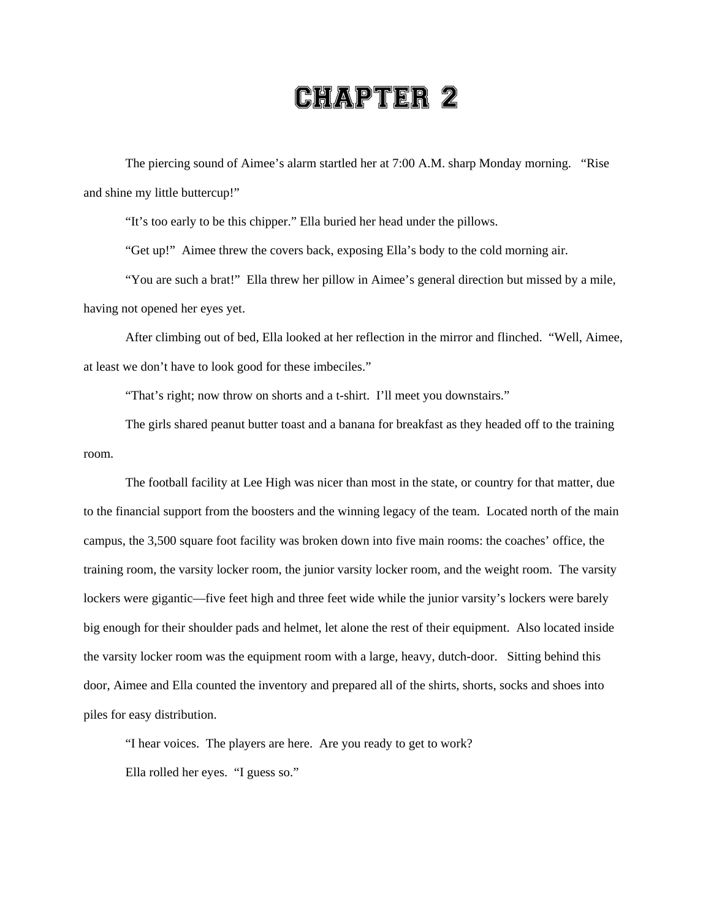# CHAPTER 2

The piercing sound of Aimee's alarm startled her at 7:00 A.M. sharp Monday morning. "Rise and shine my little buttercup!"

"It's too early to be this chipper." Ella buried her head under the pillows.

"Get up!" Aimee threw the covers back, exposing Ella's body to the cold morning air.

"You are such a brat!" Ella threw her pillow in Aimee's general direction but missed by a mile, having not opened her eyes yet.

After climbing out of bed, Ella looked at her reflection in the mirror and flinched. "Well, Aimee, at least we don't have to look good for these imbeciles."

"That's right; now throw on shorts and a t-shirt. I'll meet you downstairs."

The girls shared peanut butter toast and a banana for breakfast as they headed off to the training room.

The football facility at Lee High was nicer than most in the state, or country for that matter, due to the financial support from the boosters and the winning legacy of the team. Located north of the main campus, the 3,500 square foot facility was broken down into five main rooms: the coaches' office, the training room, the varsity locker room, the junior varsity locker room, and the weight room. The varsity lockers were gigantic—five feet high and three feet wide while the junior varsity's lockers were barely big enough for their shoulder pads and helmet, let alone the rest of their equipment. Also located inside the varsity locker room was the equipment room with a large, heavy, dutch-door. Sitting behind this door, Aimee and Ella counted the inventory and prepared all of the shirts, shorts, socks and shoes into piles for easy distribution.

"I hear voices. The players are here. Are you ready to get to work?

Ella rolled her eyes. "I guess so."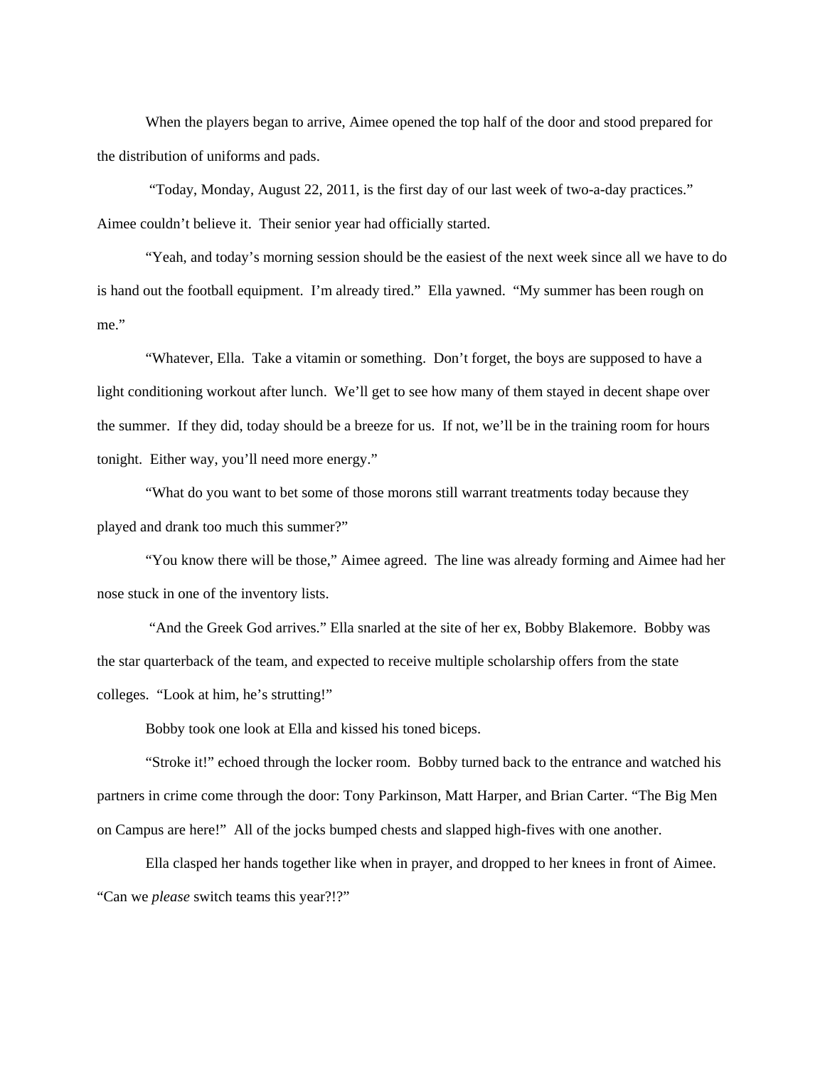When the players began to arrive, Aimee opened the top half of the door and stood prepared for the distribution of uniforms and pads.

"Today, Monday, August 22, 2011, is the first day of our last week of two-a-day practices." Aimee couldn't believe it. Their senior year had officially started.

"Yeah, and today's morning session should be the easiest of the next week since all we have to do is hand out the football equipment. I'm already tired." Ella yawned. "My summer has been rough on me."

"Whatever, Ella. Take a vitamin or something. Don't forget, the boys are supposed to have a light conditioning workout after lunch. We'll get to see how many of them stayed in decent shape over the summer. If they did, today should be a breeze for us. If not, we'll be in the training room for hours tonight. Either way, you'll need more energy."

"What do you want to bet some of those morons still warrant treatments today because they played and drank too much this summer?"

"You know there will be those," Aimee agreed. The line was already forming and Aimee had her nose stuck in one of the inventory lists.

"And the Greek God arrives." Ella snarled at the site of her ex, Bobby Blakemore. Bobby was the star quarterback of the team, and expected to receive multiple scholarship offers from the state colleges. "Look at him, he's strutting!"

Bobby took one look at Ella and kissed his toned biceps.

"Stroke it!" echoed through the locker room. Bobby turned back to the entrance and watched his partners in crime come through the door: Tony Parkinson, Matt Harper, and Brian Carter. "The Big Men on Campus are here!" All of the jocks bumped chests and slapped high-fives with one another.

Ella clasped her hands together like when in prayer, and dropped to her knees in front of Aimee. "Can we *please* switch teams this year?!?"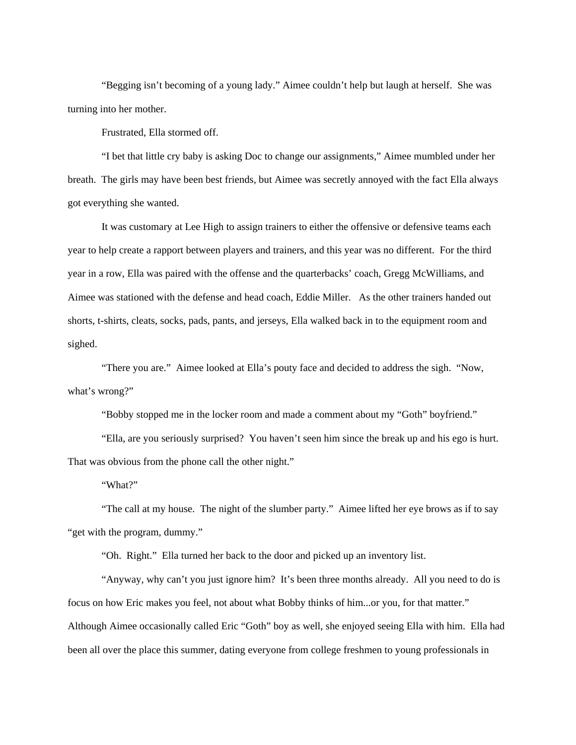"Begging isn't becoming of a young lady." Aimee couldn't help but laugh at herself. She was turning into her mother.

Frustrated, Ella stormed off.

"I bet that little cry baby is asking Doc to change our assignments," Aimee mumbled under her breath. The girls may have been best friends, but Aimee was secretly annoyed with the fact Ella always got everything she wanted.

It was customary at Lee High to assign trainers to either the offensive or defensive teams each year to help create a rapport between players and trainers, and this year was no different. For the third year in a row, Ella was paired with the offense and the quarterbacks' coach, Gregg McWilliams, and Aimee was stationed with the defense and head coach, Eddie Miller. As the other trainers handed out shorts, t-shirts, cleats, socks, pads, pants, and jerseys, Ella walked back in to the equipment room and sighed.

"There you are." Aimee looked at Ella's pouty face and decided to address the sigh. "Now, what's wrong?"

"Bobby stopped me in the locker room and made a comment about my "Goth" boyfriend."

"Ella, are you seriously surprised? You haven't seen him since the break up and his ego is hurt. That was obvious from the phone call the other night."

"What?"

"The call at my house. The night of the slumber party." Aimee lifted her eye brows as if to say "get with the program, dummy."

"Oh. Right." Ella turned her back to the door and picked up an inventory list.

"Anyway, why can't you just ignore him? It's been three months already. All you need to do is focus on how Eric makes you feel, not about what Bobby thinks of him...or you, for that matter." Although Aimee occasionally called Eric "Goth" boy as well, she enjoyed seeing Ella with him. Ella had been all over the place this summer, dating everyone from college freshmen to young professionals in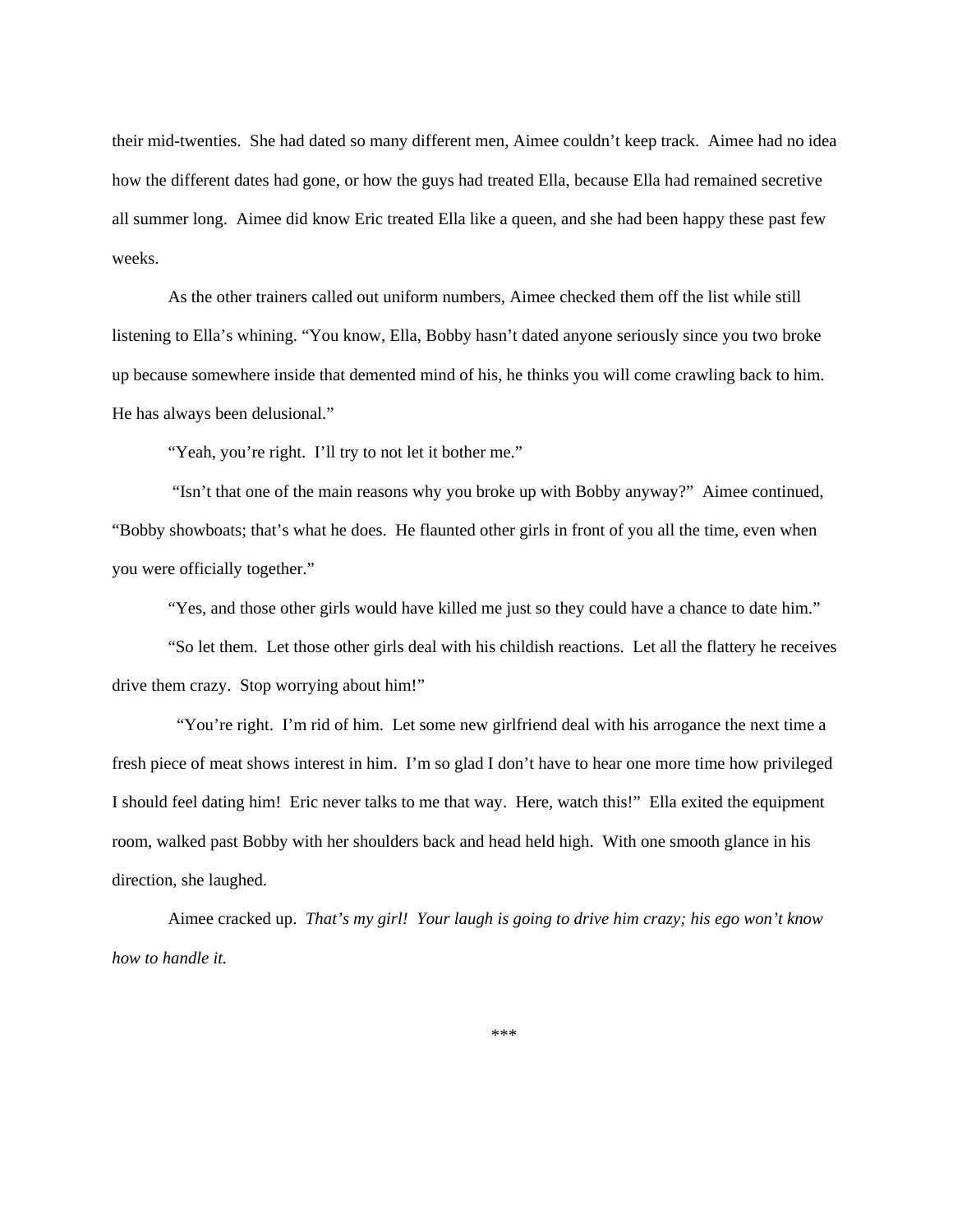their mid-twenties. She had dated so many different men, Aimee couldn't keep track. Aimee had no idea how the different dates had gone, or how the guys had treated Ella, because Ella had remained secretive all summer long. Aimee did know Eric treated Ella like a queen, and she had been happy these past few weeks.

As the other trainers called out uniform numbers, Aimee checked them off the list while still listening to Ella's whining. "You know, Ella, Bobby hasn't dated anyone seriously since you two broke up because somewhere inside that demented mind of his, he thinks you will come crawling back to him. He has always been delusional."

"Yeah, you're right. I'll try to not let it bother me."

"Isn't that one of the main reasons why you broke up with Bobby anyway?" Aimee continued, "Bobby showboats; that's what he does. He flaunted other girls in front of you all the time, even when you were officially together."

"Yes, and those other girls would have killed me just so they could have a chance to date him."

"So let them. Let those other girls deal with his childish reactions. Let all the flattery he receives drive them crazy. Stop worrying about him!"

"You're right. I'm rid of him. Let some new girlfriend deal with his arrogance the next time a fresh piece of meat shows interest in him. I'm so glad I don't have to hear one more time how privileged I should feel dating him! Eric never talks to me that way. Here, watch this!" Ella exited the equipment room, walked past Bobby with her shoulders back and head held high. With one smooth glance in his direction, she laughed.

Aimee cracked up. *That's my girl! Your laugh is going to drive him crazy; his ego won't know how to handle it.*

***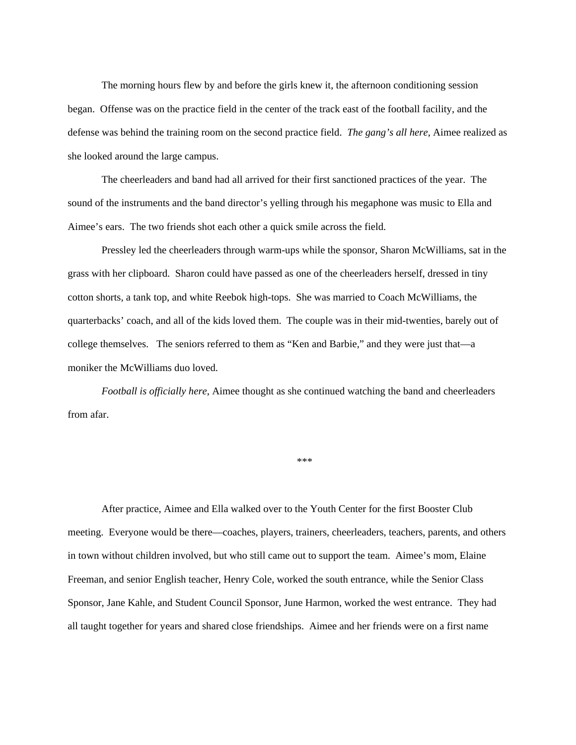The morning hours flew by and before the girls knew it, the afternoon conditioning session began. Offense was on the practice field in the center of the track east of the football facility, and the defense was behind the training room on the second practice field. *The gang's all here*, Aimee realized as she looked around the large campus.

The cheerleaders and band had all arrived for their first sanctioned practices of the year. The sound of the instruments and the band director's yelling through his megaphone was music to Ella and Aimee's ears. The two friends shot each other a quick smile across the field.

Pressley led the cheerleaders through warm-ups while the sponsor, Sharon McWilliams, sat in the grass with her clipboard. Sharon could have passed as one of the cheerleaders herself, dressed in tiny cotton shorts, a tank top, and white Reebok high-tops. She was married to Coach McWilliams, the quarterbacks' coach, and all of the kids loved them. The couple was in their mid-twenties, barely out of college themselves. The seniors referred to them as "Ken and Barbie," and they were just that—a moniker the McWilliams duo loved.

*Football is officially here*, Aimee thought as she continued watching the band and cheerleaders from afar.

***

After practice, Aimee and Ella walked over to the Youth Center for the first Booster Club meeting. Everyone would be there—coaches, players, trainers, cheerleaders, teachers, parents, and others in town without children involved, but who still came out to support the team. Aimee's mom, Elaine Freeman, and senior English teacher, Henry Cole, worked the south entrance, while the Senior Class Sponsor, Jane Kahle, and Student Council Sponsor, June Harmon, worked the west entrance. They had all taught together for years and shared close friendships. Aimee and her friends were on a first name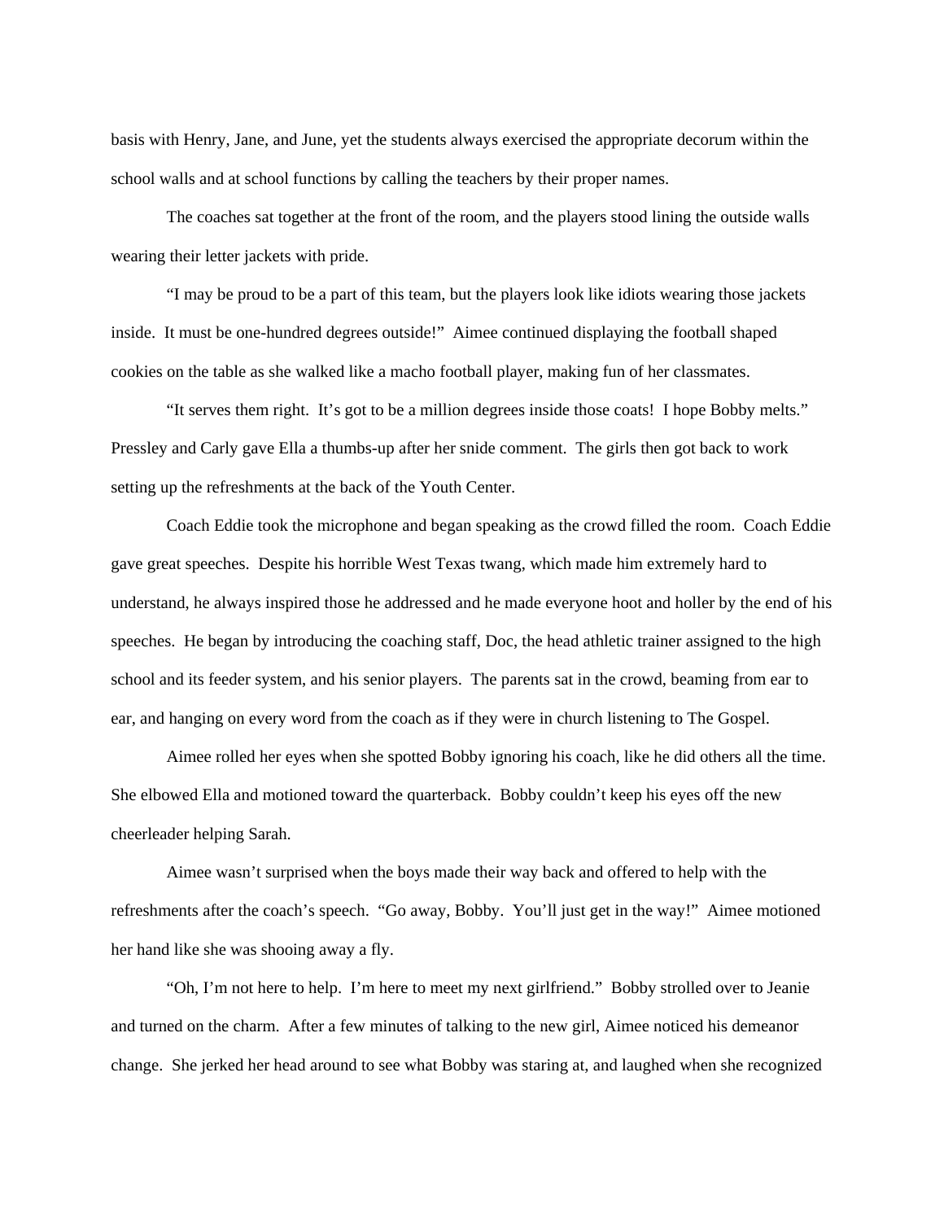basis with Henry, Jane, and June, yet the students always exercised the appropriate decorum within the school walls and at school functions by calling the teachers by their proper names.

The coaches sat together at the front of the room, and the players stood lining the outside walls wearing their letter jackets with pride.

"I may be proud to be a part of this team, but the players look like idiots wearing those jackets inside.  It must be one-hundred degrees outside!"  Aimee continued displaying the football shaped cookies on the table as she walked like a macho football player, making fun of her classmates.

"It serves them right.  It's got to be a million degrees inside those coats!  I hope Bobby melts."  Pressley and Carly gave Ella a thumbs-up after her snide comment.  The girls then got back to work setting up the refreshments at the back of the Youth Center.

Coach Eddie took the microphone and began speaking as the crowd filled the room.  Coach Eddie gave great speeches.  Despite his horrible West Texas twang, which made him extremely hard to understand, he always inspired those he addressed and he made everyone hoot and holler by the end of his speeches.  He began by introducing the coaching staff, Doc, the head athletic trainer assigned to the high school and its feeder system, and his senior players.  The parents sat in the crowd, beaming from ear to ear, and hanging on every word from the coach as if they were in church listening to The Gospel.

Aimee rolled her eyes when she spotted Bobby ignoring his coach, like he did others all the time.  She elbowed Ella and motioned toward the quarterback.  Bobby couldn't keep his eyes off the new cheerleader helping Sarah.

Aimee wasn't surprised when the boys made their way back and offered to help with the refreshments after the coach's speech.  "Go away, Bobby.  You'll just get in the way!"  Aimee motioned her hand like she was shooing away a fly.

"Oh, I'm not here to help.  I'm here to meet my next girlfriend."  Bobby strolled over to Jeanie and turned on the charm.  After a few minutes of talking to the new girl, Aimee noticed his demeanor change.  She jerked her head around to see what Bobby was staring at, and laughed when she recognized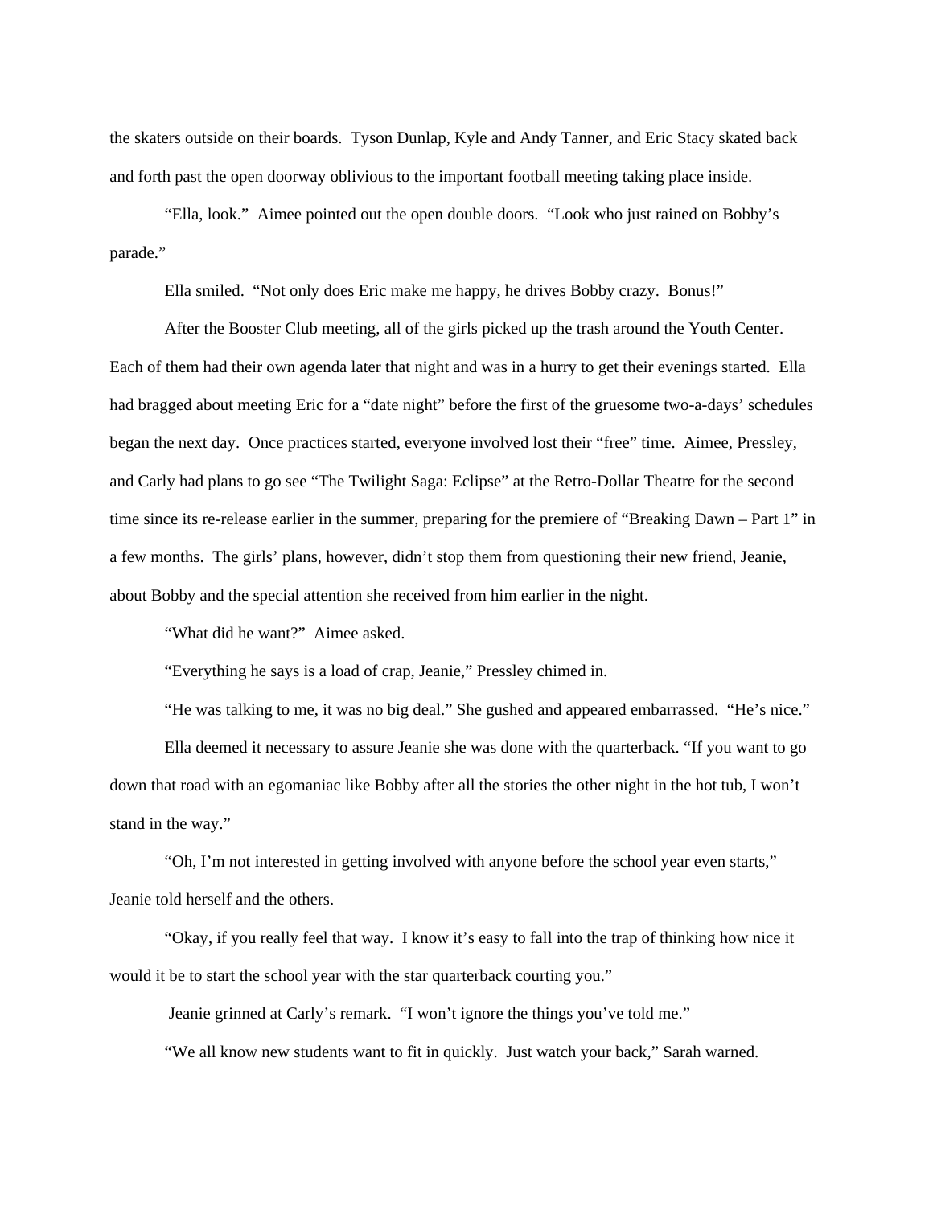the skaters outside on their boards. Tyson Dunlap, Kyle and Andy Tanner, and Eric Stacy skated back and forth past the open doorway oblivious to the important football meeting taking place inside.

"Ella, look." Aimee pointed out the open double doors. "Look who just rained on Bobby's parade."

Ella smiled. "Not only does Eric make me happy, he drives Bobby crazy. Bonus!"

After the Booster Club meeting, all of the girls picked up the trash around the Youth Center. Each of them had their own agenda later that night and was in a hurry to get their evenings started. Ella had bragged about meeting Eric for a "date night" before the first of the gruesome two-a-days' schedules began the next day. Once practices started, everyone involved lost their "free" time. Aimee, Pressley, and Carly had plans to go see "The Twilight Saga: Eclipse" at the Retro-Dollar Theatre for the second time since its re-release earlier in the summer, preparing for the premiere of "Breaking Dawn – Part 1" in a few months. The girls' plans, however, didn't stop them from questioning their new friend, Jeanie, about Bobby and the special attention she received from him earlier in the night.

"What did he want?" Aimee asked.

"Everything he says is a load of crap, Jeanie," Pressley chimed in.

"He was talking to me, it was no big deal." She gushed and appeared embarrassed. "He's nice."

Ella deemed it necessary to assure Jeanie she was done with the quarterback. "If you want to go down that road with an egomaniac like Bobby after all the stories the other night in the hot tub, I won't stand in the way."

"Oh, I'm not interested in getting involved with anyone before the school year even starts," Jeanie told herself and the others.

"Okay, if you really feel that way. I know it's easy to fall into the trap of thinking how nice it would it be to start the school year with the star quarterback courting you."

Jeanie grinned at Carly's remark. "I won't ignore the things you've told me."

"We all know new students want to fit in quickly. Just watch your back," Sarah warned.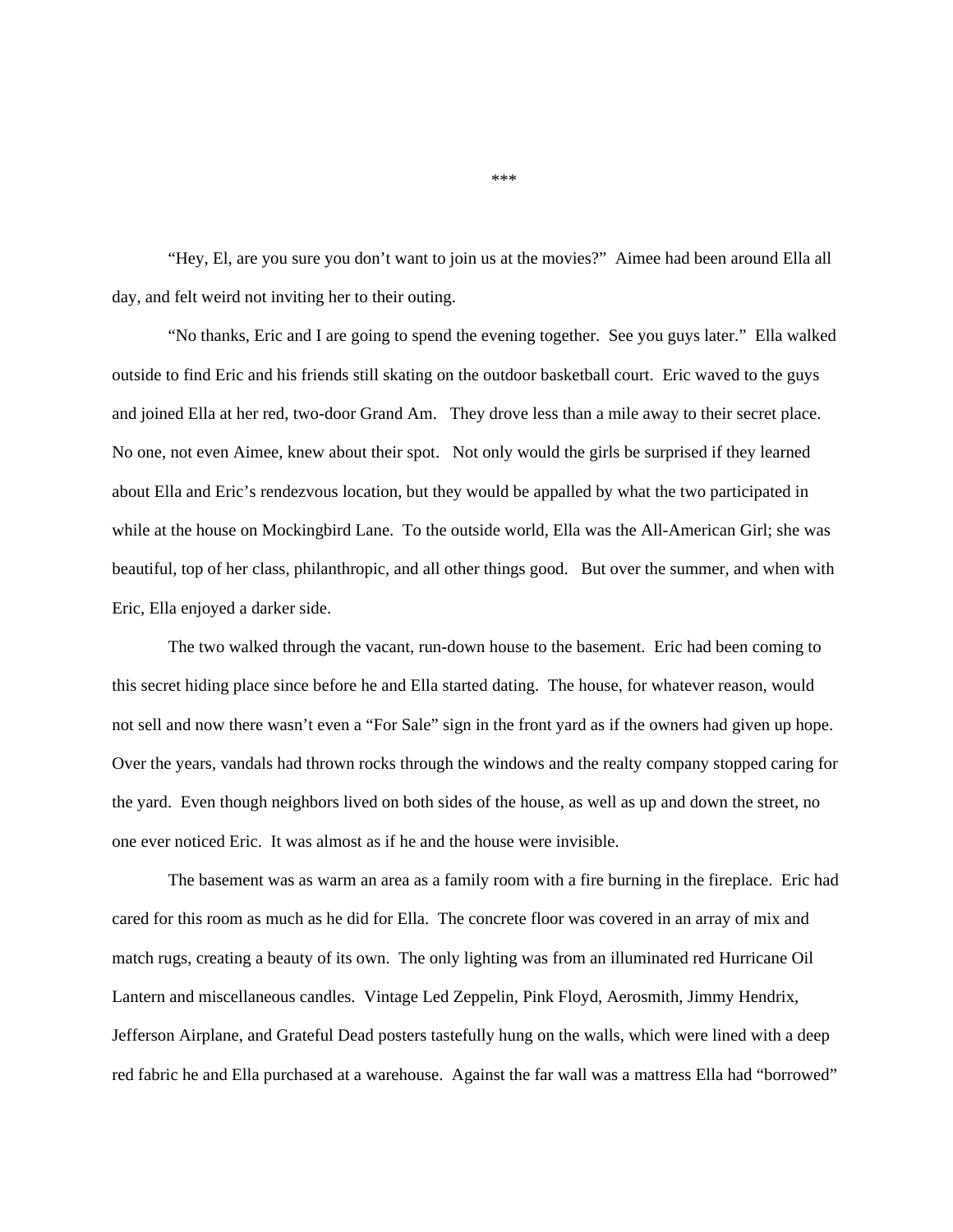\*\*\*

"Hey, El, are you sure you don't want to join us at the movies?" Aimee had been around Ella all day, and felt weird not inviting her to their outing.

"No thanks, Eric and I are going to spend the evening together. See you guys later." Ella walked outside to find Eric and his friends still skating on the outdoor basketball court. Eric waved to the guys and joined Ella at her red, two-door Grand Am. They drove less than a mile away to their secret place. No one, not even Aimee, knew about their spot. Not only would the girls be surprised if they learned about Ella and Eric's rendezvous location, but they would be appalled by what the two participated in while at the house on Mockingbird Lane. To the outside world, Ella was the All-American Girl; she was beautiful, top of her class, philanthropic, and all other things good. But over the summer, and when with Eric, Ella enjoyed a darker side.

The two walked through the vacant, run-down house to the basement. Eric had been coming to this secret hiding place since before he and Ella started dating. The house, for whatever reason, would not sell and now there wasn't even a "For Sale" sign in the front yard as if the owners had given up hope. Over the years, vandals had thrown rocks through the windows and the realty company stopped caring for the yard. Even though neighbors lived on both sides of the house, as well as up and down the street, no one ever noticed Eric. It was almost as if he and the house were invisible.

The basement was as warm an area as a family room with a fire burning in the fireplace. Eric had cared for this room as much as he did for Ella. The concrete floor was covered in an array of mix and match rugs, creating a beauty of its own. The only lighting was from an illuminated red Hurricane Oil Lantern and miscellaneous candles. Vintage Led Zeppelin, Pink Floyd, Aerosmith, Jimmy Hendrix, Jefferson Airplane, and Grateful Dead posters tastefully hung on the walls, which were lined with a deep red fabric he and Ella purchased at a warehouse. Against the far wall was a mattress Ella had "borrowed"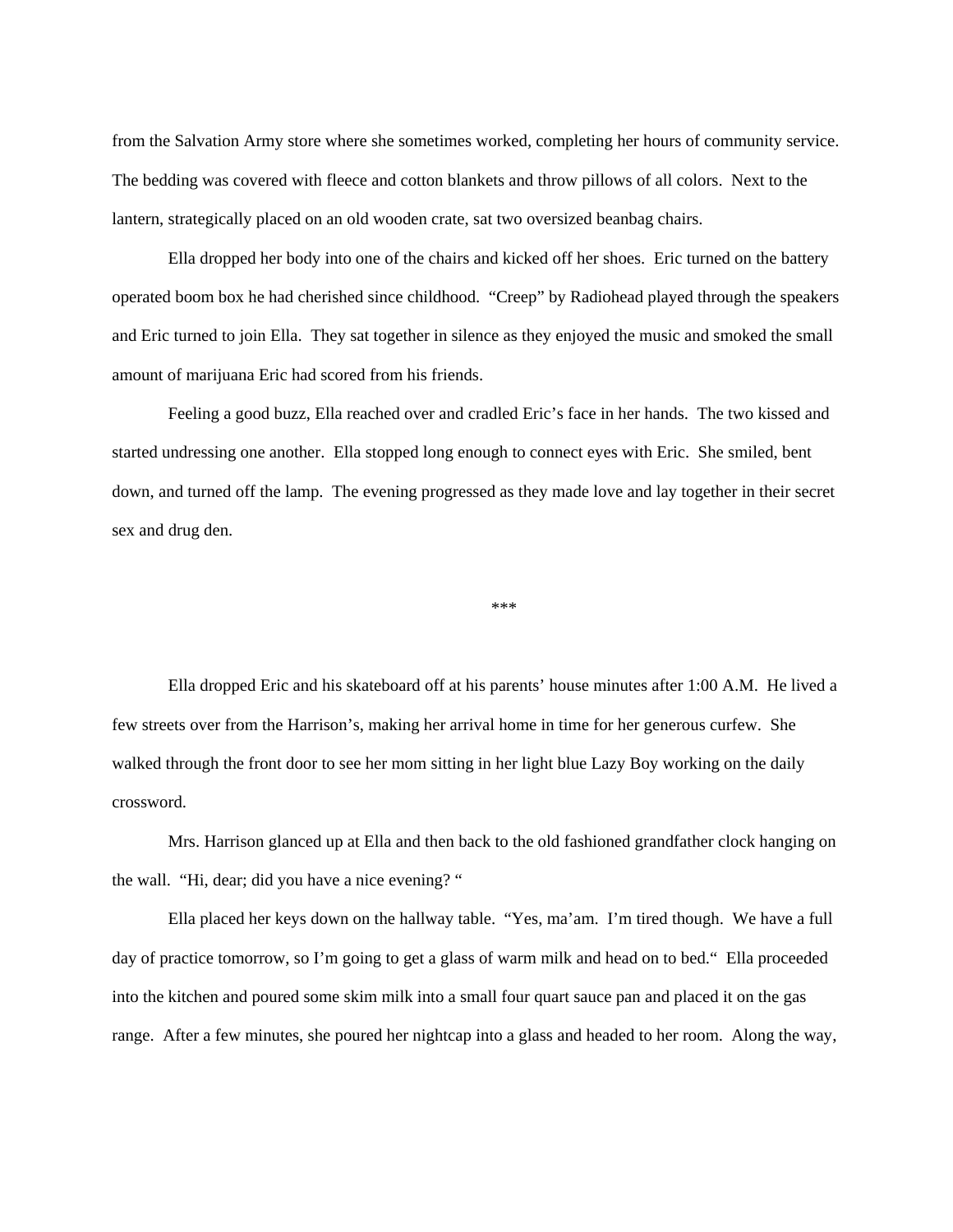from the Salvation Army store where she sometimes worked, completing her hours of community service. The bedding was covered with fleece and cotton blankets and throw pillows of all colors. Next to the lantern, strategically placed on an old wooden crate, sat two oversized beanbag chairs.

Ella dropped her body into one of the chairs and kicked off her shoes. Eric turned on the battery operated boom box he had cherished since childhood. "Creep" by Radiohead played through the speakers and Eric turned to join Ella. They sat together in silence as they enjoyed the music and smoked the small amount of marijuana Eric had scored from his friends.

Feeling a good buzz, Ella reached over and cradled Eric's face in her hands. The two kissed and started undressing one another. Ella stopped long enough to connect eyes with Eric. She smiled, bent down, and turned off the lamp. The evening progressed as they made love and lay together in their secret sex and drug den.

***

Ella dropped Eric and his skateboard off at his parents' house minutes after 1:00 A.M. He lived a few streets over from the Harrison's, making her arrival home in time for her generous curfew. She walked through the front door to see her mom sitting in her light blue Lazy Boy working on the daily crossword.

Mrs. Harrison glanced up at Ella and then back to the old fashioned grandfather clock hanging on the wall. "Hi, dear; did you have a nice evening? "

Ella placed her keys down on the hallway table. "Yes, ma'am. I'm tired though. We have a full day of practice tomorrow, so I'm going to get a glass of warm milk and head on to bed." Ella proceeded into the kitchen and poured some skim milk into a small four quart sauce pan and placed it on the gas range. After a few minutes, she poured her nightcap into a glass and headed to her room. Along the way,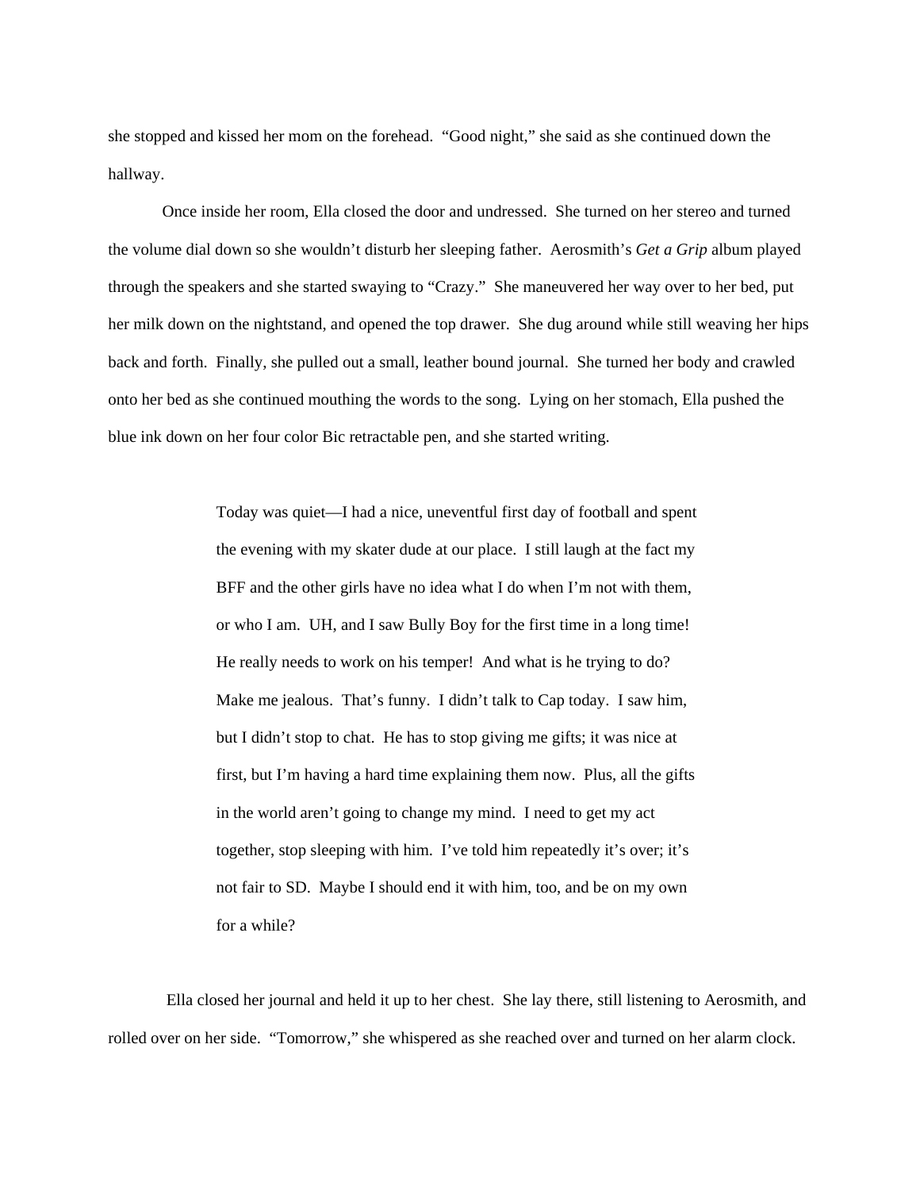she stopped and kissed her mom on the forehead. "Good night," she said as she continued down the hallway.

Once inside her room, Ella closed the door and undressed. She turned on her stereo and turned the volume dial down so she wouldn't disturb her sleeping father. Aerosmith's *Get a Grip* album played through the speakers and she started swaying to "Crazy." She maneuvered her way over to her bed, put her milk down on the nightstand, and opened the top drawer. She dug around while still weaving her hips back and forth. Finally, she pulled out a small, leather bound journal. She turned her body and crawled onto her bed as she continued mouthing the words to the song. Lying on her stomach, Ella pushed the blue ink down on her four color Bic retractable pen, and she started writing.

> Today was quiet—I had a nice, uneventful first day of football and spent the evening with my skater dude at our place. I still laugh at the fact my BFF and the other girls have no idea what I do when I'm not with them, or who I am. UH, and I saw Bully Boy for the first time in a long time! He really needs to work on his temper! And what is he trying to do? Make me jealous. That's funny. I didn't talk to Cap today. I saw him, but I didn't stop to chat. He has to stop giving me gifts; it was nice at first, but I'm having a hard time explaining them now. Plus, all the gifts in the world aren't going to change my mind. I need to get my act together, stop sleeping with him. I've told him repeatedly it's over; it's not fair to SD. Maybe I should end it with him, too, and be on my own for a while?

Ella closed her journal and held it up to her chest. She lay there, still listening to Aerosmith, and rolled over on her side. "Tomorrow," she whispered as she reached over and turned on her alarm clock.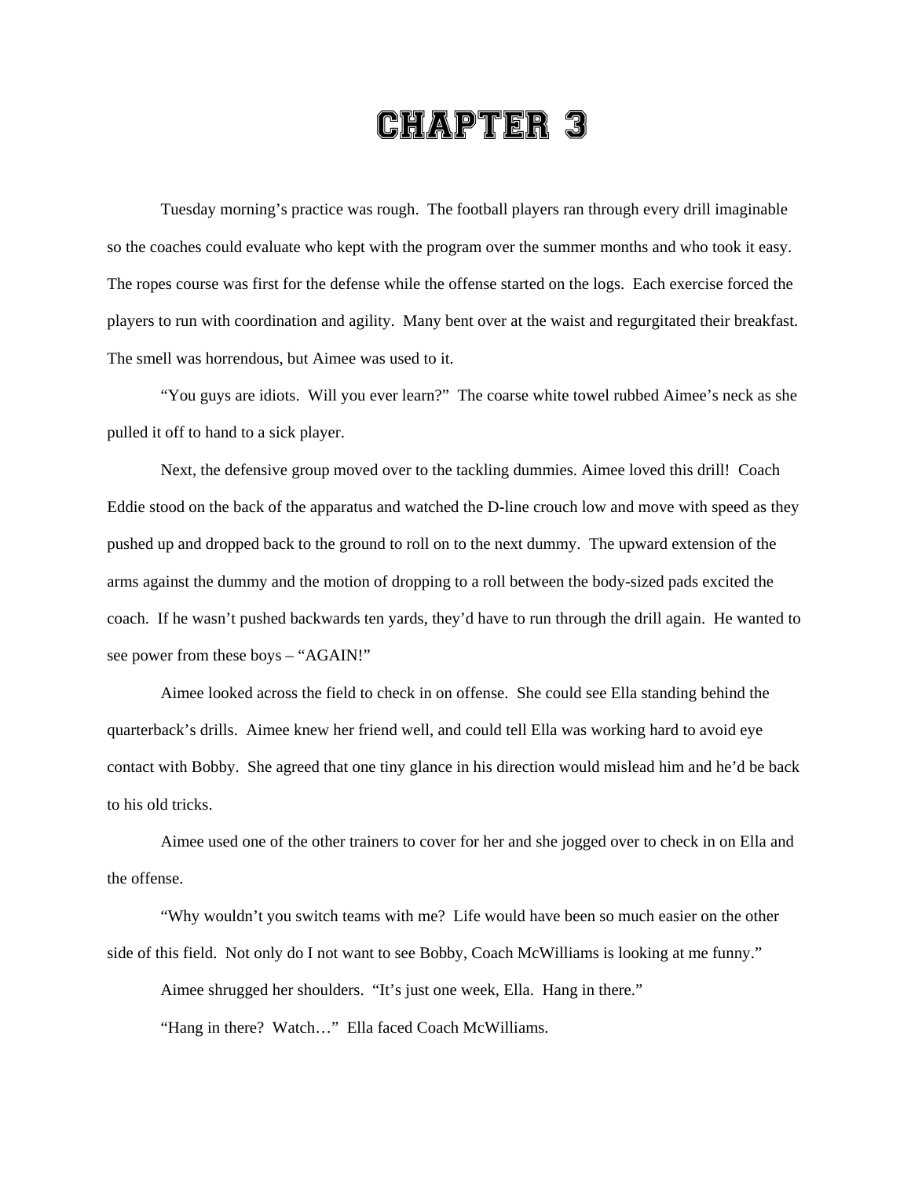# CHAPTER 3

Tuesday morning's practice was rough. The football players ran through every drill imaginable so the coaches could evaluate who kept with the program over the summer months and who took it easy. The ropes course was first for the defense while the offense started on the logs. Each exercise forced the players to run with coordination and agility. Many bent over at the waist and regurgitated their breakfast. The smell was horrendous, but Aimee was used to it.

"You guys are idiots. Will you ever learn?" The coarse white towel rubbed Aimee's neck as she pulled it off to hand to a sick player.

Next, the defensive group moved over to the tackling dummies. Aimee loved this drill! Coach Eddie stood on the back of the apparatus and watched the D-line crouch low and move with speed as they pushed up and dropped back to the ground to roll on to the next dummy. The upward extension of the arms against the dummy and the motion of dropping to a roll between the body-sized pads excited the coach. If he wasn't pushed backwards ten yards, they'd have to run through the drill again. He wanted to see power from these boys – "AGAIN!"

Aimee looked across the field to check in on offense. She could see Ella standing behind the quarterback's drills. Aimee knew her friend well, and could tell Ella was working hard to avoid eye contact with Bobby. She agreed that one tiny glance in his direction would mislead him and he'd be back to his old tricks.

Aimee used one of the other trainers to cover for her and she jogged over to check in on Ella and the offense.

"Why wouldn't you switch teams with me? Life would have been so much easier on the other side of this field. Not only do I not want to see Bobby, Coach McWilliams is looking at me funny."

Aimee shrugged her shoulders. "It's just one week, Ella. Hang in there."

"Hang in there? Watch…" Ella faced Coach McWilliams.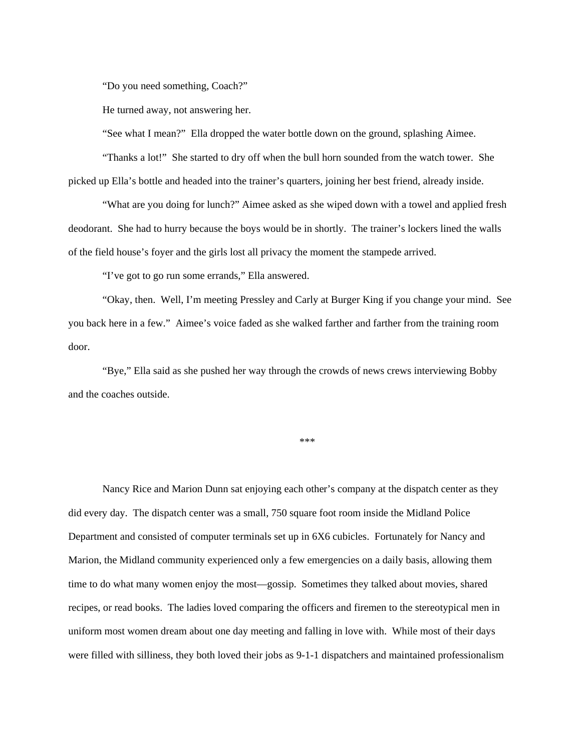"Do you need something, Coach?"

He turned away, not answering her.

"See what I mean?" Ella dropped the water bottle down on the ground, splashing Aimee.

"Thanks a lot!" She started to dry off when the bull horn sounded from the watch tower. She picked up Ella's bottle and headed into the trainer's quarters, joining her best friend, already inside.

"What are you doing for lunch?" Aimee asked as she wiped down with a towel and applied fresh deodorant. She had to hurry because the boys would be in shortly. The trainer's lockers lined the walls of the field house's foyer and the girls lost all privacy the moment the stampede arrived.

"I've got to go run some errands," Ella answered.

"Okay, then. Well, I'm meeting Pressley and Carly at Burger King if you change your mind. See you back here in a few." Aimee's voice faded as she walked farther and farther from the training room door.

"Bye," Ella said as she pushed her way through the crowds of news crews interviewing Bobby and the coaches outside.

***

Nancy Rice and Marion Dunn sat enjoying each other's company at the dispatch center as they did every day. The dispatch center was a small, 750 square foot room inside the Midland Police Department and consisted of computer terminals set up in 6X6 cubicles. Fortunately for Nancy and Marion, the Midland community experienced only a few emergencies on a daily basis, allowing them time to do what many women enjoy the most—gossip. Sometimes they talked about movies, shared recipes, or read books. The ladies loved comparing the officers and firemen to the stereotypical men in uniform most women dream about one day meeting and falling in love with. While most of their days were filled with silliness, they both loved their jobs as 9-1-1 dispatchers and maintained professionalism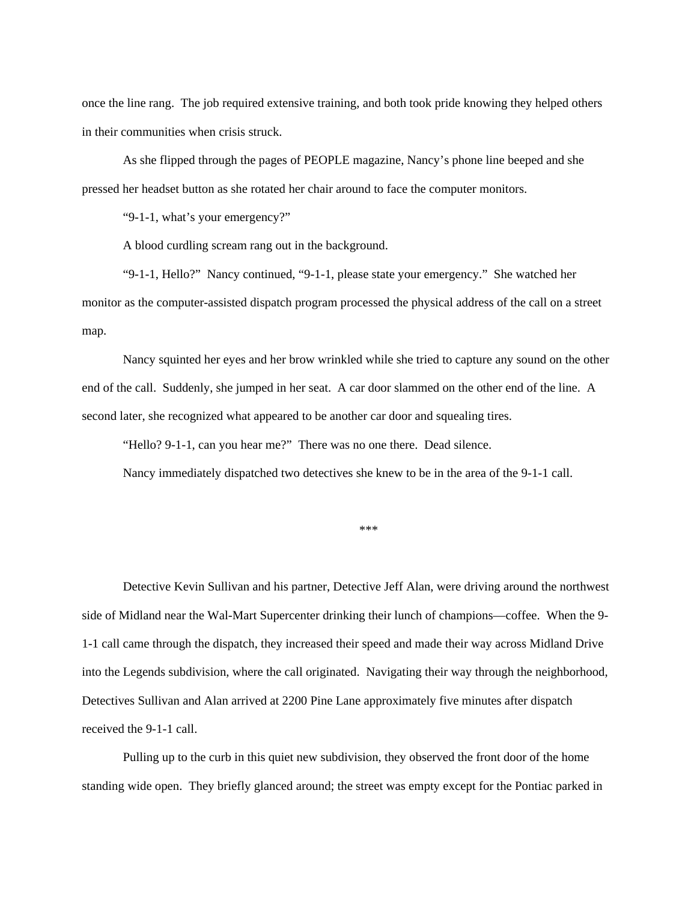once the line rang. The job required extensive training, and both took pride knowing they helped others in their communities when crisis struck.

As she flipped through the pages of PEOPLE magazine, Nancy's phone line beeped and she pressed her headset button as she rotated her chair around to face the computer monitors.

"9-1-1, what's your emergency?"

A blood curdling scream rang out in the background.

"9-1-1, Hello?" Nancy continued, "9-1-1, please state your emergency." She watched her monitor as the computer-assisted dispatch program processed the physical address of the call on a street map.

Nancy squinted her eyes and her brow wrinkled while she tried to capture any sound on the other end of the call. Suddenly, she jumped in her seat. A car door slammed on the other end of the line. A second later, she recognized what appeared to be another car door and squealing tires.

"Hello? 9-1-1, can you hear me?" There was no one there. Dead silence.

Nancy immediately dispatched two detectives she knew to be in the area of the 9-1-1 call.

***

Detective Kevin Sullivan and his partner, Detective Jeff Alan, were driving around the northwest side of Midland near the Wal-Mart Supercenter drinking their lunch of champions—coffee. When the 9-1-1 call came through the dispatch, they increased their speed and made their way across Midland Drive into the Legends subdivision, where the call originated. Navigating their way through the neighborhood, Detectives Sullivan and Alan arrived at 2200 Pine Lane approximately five minutes after dispatch received the 9-1-1 call.

Pulling up to the curb in this quiet new subdivision, they observed the front door of the home standing wide open. They briefly glanced around; the street was empty except for the Pontiac parked in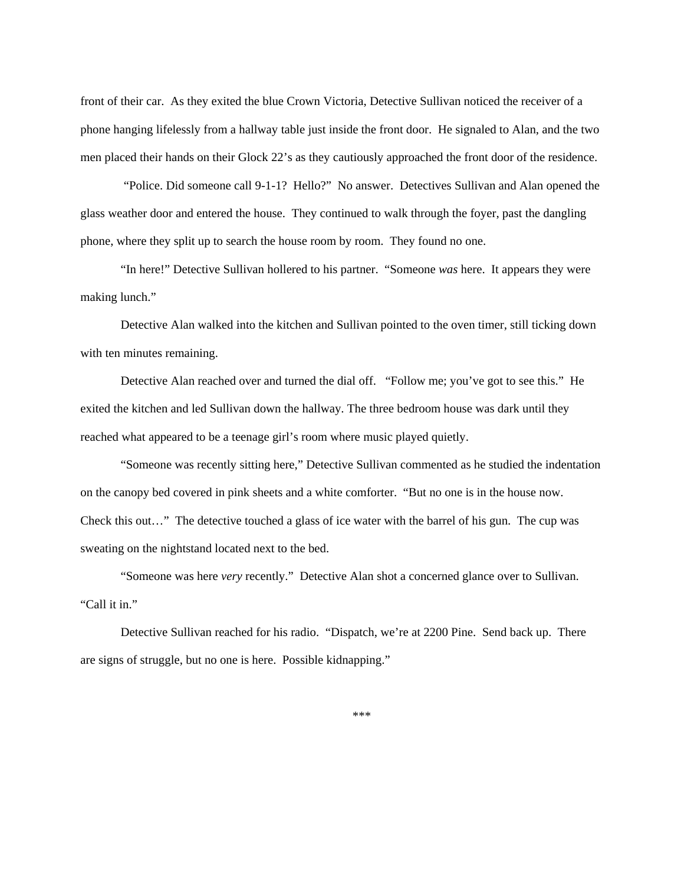front of their car. As they exited the blue Crown Victoria, Detective Sullivan noticed the receiver of a phone hanging lifelessly from a hallway table just inside the front door. He signaled to Alan, and the two men placed their hands on their Glock 22's as they cautiously approached the front door of the residence.

"Police. Did someone call 9-1-1? Hello?" No answer. Detectives Sullivan and Alan opened the glass weather door and entered the house. They continued to walk through the foyer, past the dangling phone, where they split up to search the house room by room. They found no one.

"In here!" Detective Sullivan hollered to his partner. "Someone *was* here. It appears they were making lunch."

Detective Alan walked into the kitchen and Sullivan pointed to the oven timer, still ticking down with ten minutes remaining.

Detective Alan reached over and turned the dial off. "Follow me; you've got to see this." He exited the kitchen and led Sullivan down the hallway. The three bedroom house was dark until they reached what appeared to be a teenage girl's room where music played quietly.

"Someone was recently sitting here," Detective Sullivan commented as he studied the indentation on the canopy bed covered in pink sheets and a white comforter. "But no one is in the house now. Check this out…" The detective touched a glass of ice water with the barrel of his gun. The cup was sweating on the nightstand located next to the bed.

"Someone was here *very* recently." Detective Alan shot a concerned glance over to Sullivan. "Call it in."

Detective Sullivan reached for his radio. "Dispatch, we're at 2200 Pine. Send back up. There are signs of struggle, but no one is here. Possible kidnapping."

***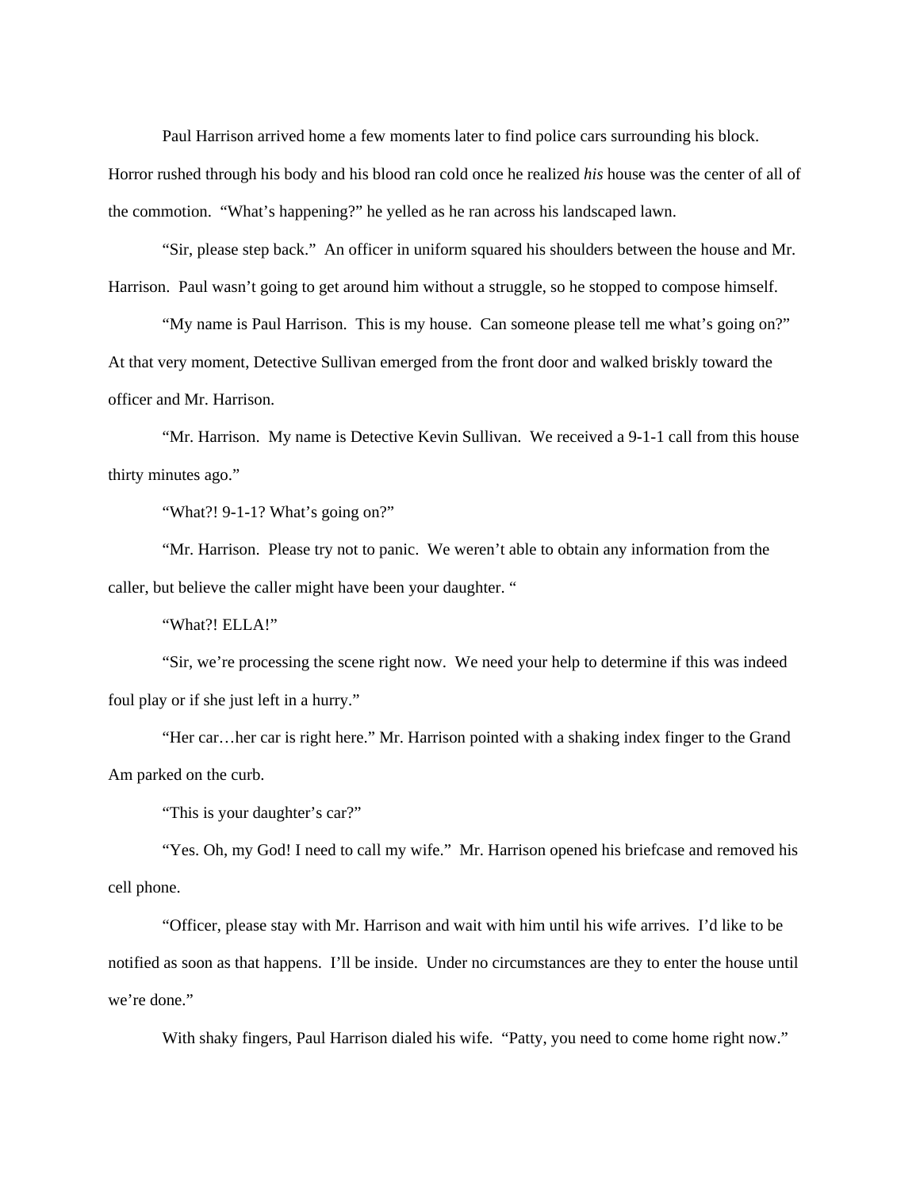Paul Harrison arrived home a few moments later to find police cars surrounding his block. Horror rushed through his body and his blood ran cold once he realized *his* house was the center of all of the commotion. "What's happening?" he yelled as he ran across his landscaped lawn.

"Sir, please step back." An officer in uniform squared his shoulders between the house and Mr. Harrison. Paul wasn't going to get around him without a struggle, so he stopped to compose himself.

"My name is Paul Harrison. This is my house. Can someone please tell me what's going on?" At that very moment, Detective Sullivan emerged from the front door and walked briskly toward the officer and Mr. Harrison.

"Mr. Harrison. My name is Detective Kevin Sullivan. We received a 9-1-1 call from this house thirty minutes ago."

"What?! 9-1-1? What's going on?"

"Mr. Harrison. Please try not to panic. We weren't able to obtain any information from the caller, but believe the caller might have been your daughter. "

"What?! ELLA!"

"Sir, we're processing the scene right now. We need your help to determine if this was indeed foul play or if she just left in a hurry."

"Her car…her car is right here." Mr. Harrison pointed with a shaking index finger to the Grand Am parked on the curb.

"This is your daughter's car?"

"Yes. Oh, my God! I need to call my wife." Mr. Harrison opened his briefcase and removed his cell phone.

"Officer, please stay with Mr. Harrison and wait with him until his wife arrives. I'd like to be notified as soon as that happens. I'll be inside. Under no circumstances are they to enter the house until we're done."

With shaky fingers, Paul Harrison dialed his wife. "Patty, you need to come home right now."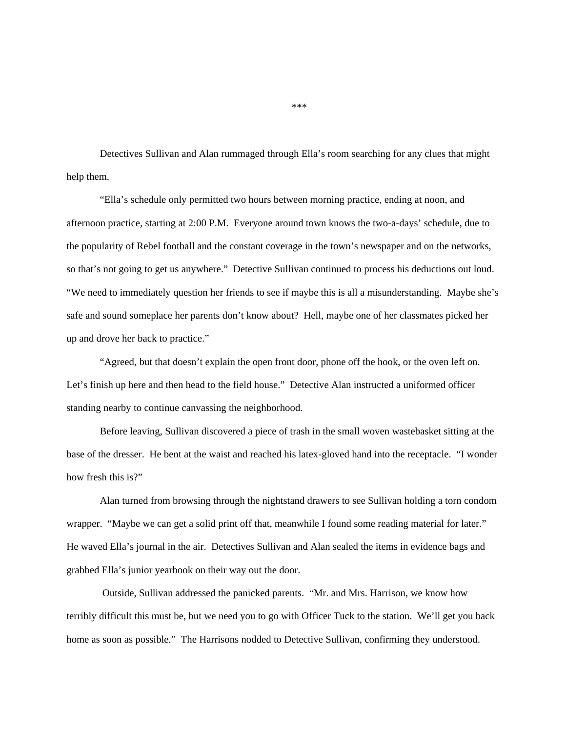***

Detectives Sullivan and Alan rummaged through Ella's room searching for any clues that might help them.

"Ella's schedule only permitted two hours between morning practice, ending at noon, and afternoon practice, starting at 2:00 P.M. Everyone around town knows the two-a-days' schedule, due to the popularity of Rebel football and the constant coverage in the town's newspaper and on the networks, so that's not going to get us anywhere." Detective Sullivan continued to process his deductions out loud. "We need to immediately question her friends to see if maybe this is all a misunderstanding. Maybe she's safe and sound someplace her parents don't know about? Hell, maybe one of her classmates picked her up and drove her back to practice."

"Agreed, but that doesn't explain the open front door, phone off the hook, or the oven left on. Let's finish up here and then head to the field house." Detective Alan instructed a uniformed officer standing nearby to continue canvassing the neighborhood.

Before leaving, Sullivan discovered a piece of trash in the small woven wastebasket sitting at the base of the dresser. He bent at the waist and reached his latex-gloved hand into the receptacle. "I wonder how fresh this is?"

Alan turned from browsing through the nightstand drawers to see Sullivan holding a torn condom wrapper. "Maybe we can get a solid print off that, meanwhile I found some reading material for later." He waved Ella's journal in the air. Detectives Sullivan and Alan sealed the items in evidence bags and grabbed Ella's junior yearbook on their way out the door.

Outside, Sullivan addressed the panicked parents. "Mr. and Mrs. Harrison, we know how terribly difficult this must be, but we need you to go with Officer Tuck to the station. We'll get you back home as soon as possible." The Harrisons nodded to Detective Sullivan, confirming they understood.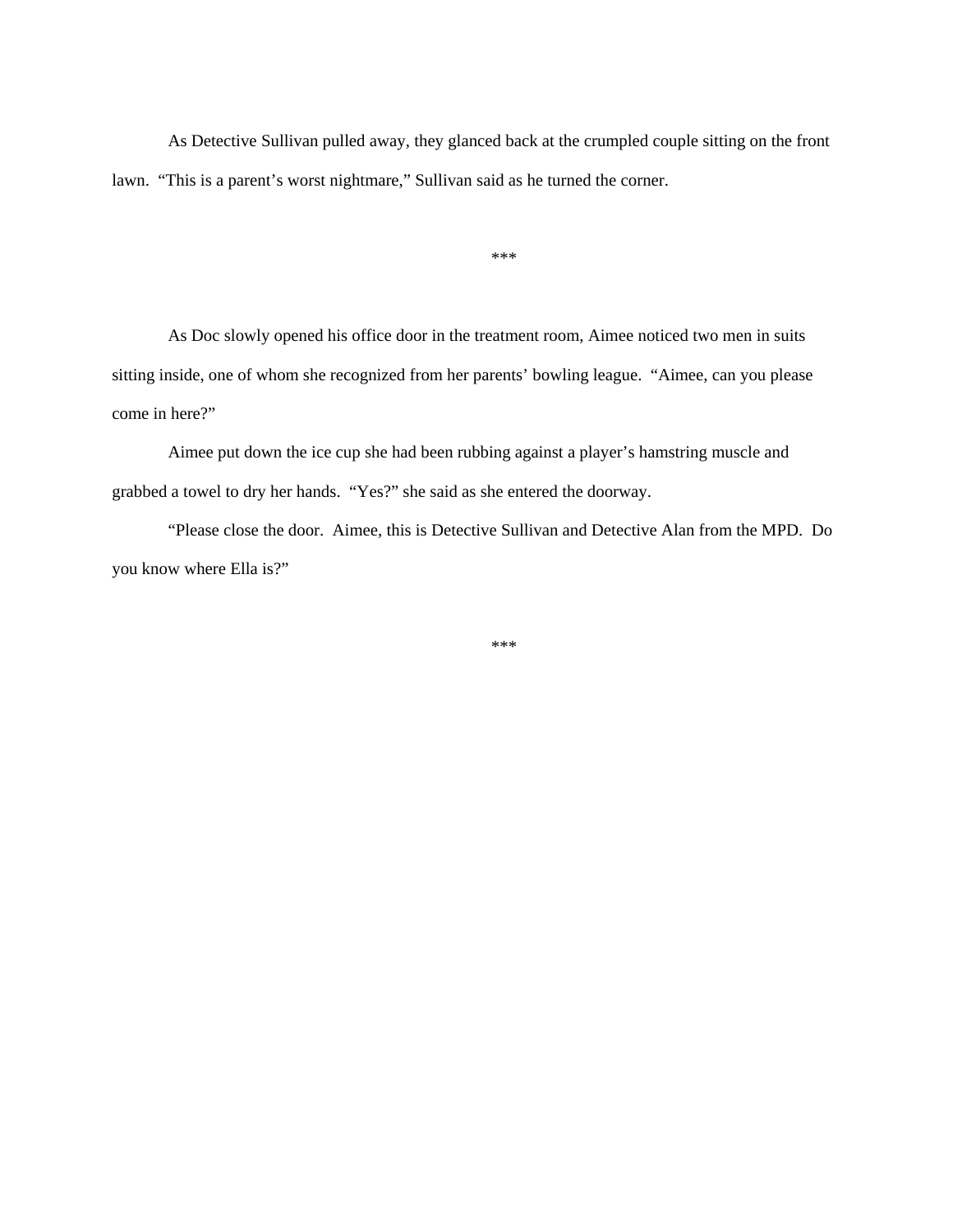As Detective Sullivan pulled away, they glanced back at the crumpled couple sitting on the front lawn.  "This is a parent's worst nightmare," Sullivan said as he turned the corner.

***

As Doc slowly opened his office door in the treatment room, Aimee noticed two men in suits sitting inside, one of whom she recognized from her parents' bowling league.  "Aimee, can you please come in here?"

Aimee put down the ice cup she had been rubbing against a player's hamstring muscle and grabbed a towel to dry her hands.  "Yes?" she said as she entered the doorway.

"Please close the door.  Aimee, this is Detective Sullivan and Detective Alan from the MPD.  Do you know where Ella is?"

***